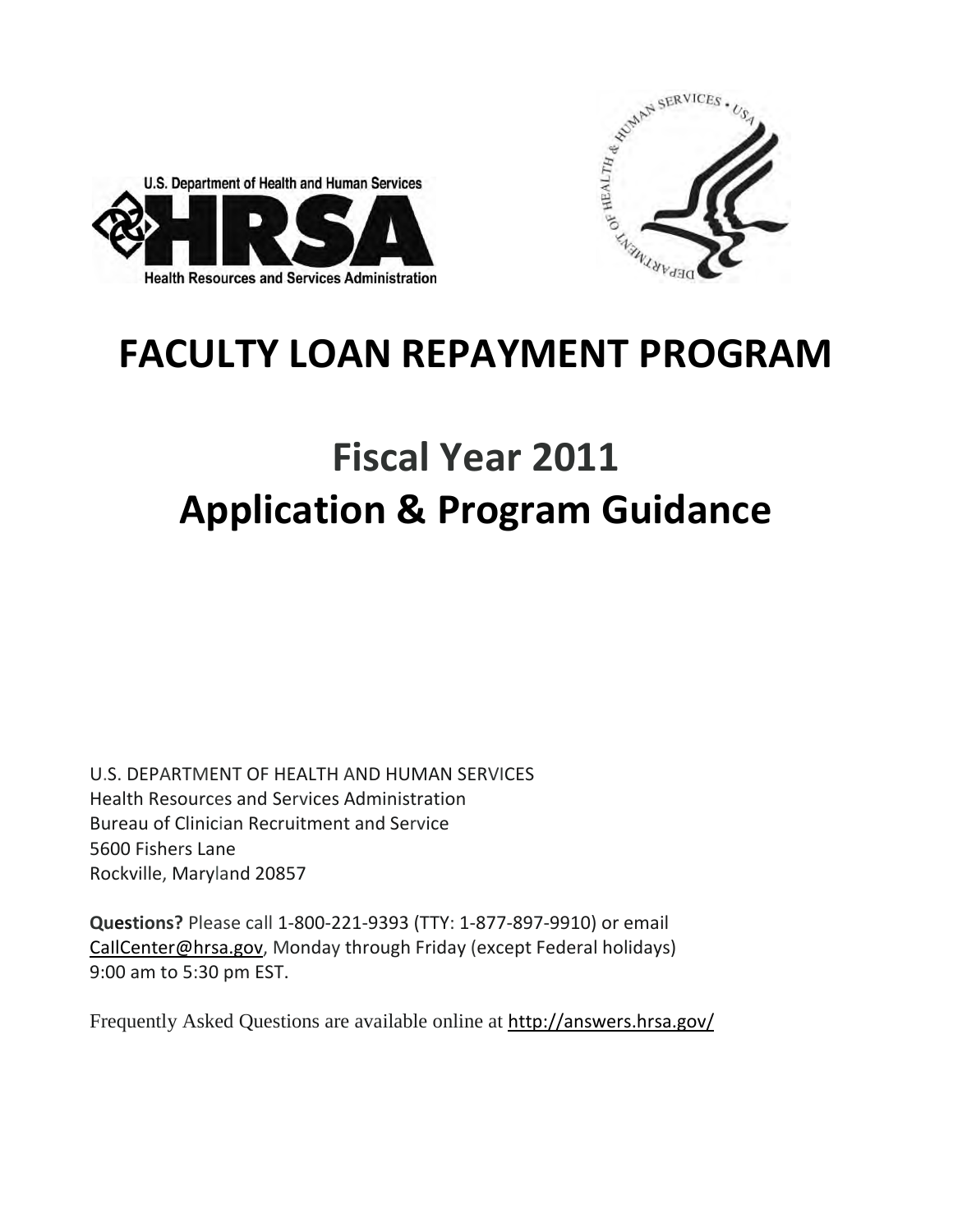U.S. Department of Health and Human Services

HRSA

Health Resources and Services Administration

# FACULTY LOAN REPAYMENT PROGRAM

# Fiscal Year 2011
# Application & Program Guidance

U.S. DEPARTMENT OF HEALTH AND HUMAN SERVICES
Health Resources and Services Administration
Bureau of Clinician Recruitment and Service
5600 Fishers Lane
Rockville, Maryland 20857

**Questions?** Please call 1-800-221-9393 (TTY: 1-877-897-9910) or email CallCenter@hrsa.gov, Monday through Friday (except Federal holidays) 9:00 am to 5:30 pm EST.

Frequently Asked Questions are available online at http://answers.hrsa.gov/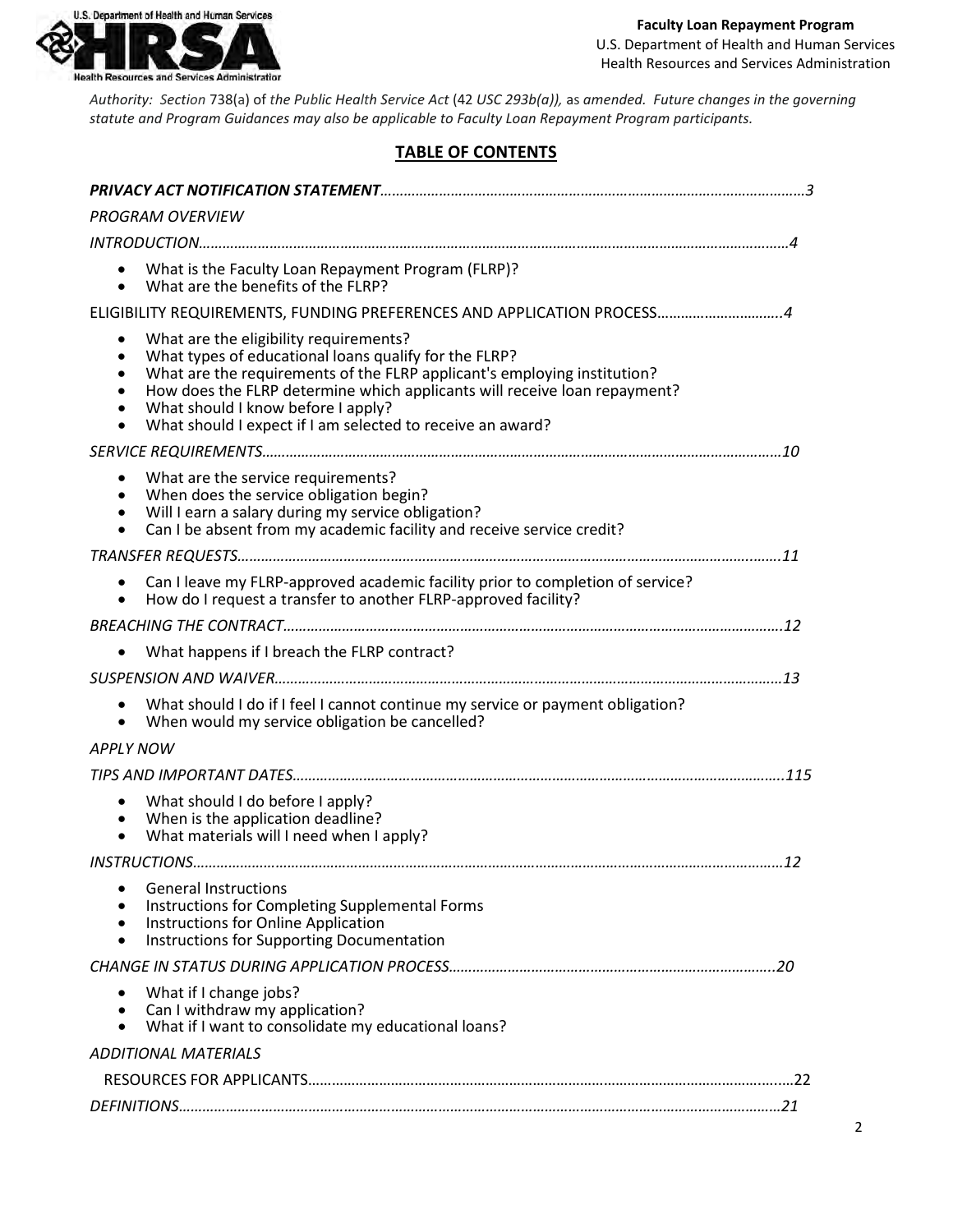*Authority: Section* 738(a) of *the Public Health Service Act* (42 *USC 293b(a)),* as *amended. Future changes in the governing statute and Program Guidances may also be applicable to Faculty Loan Repayment Program participants.*

## TABLE OF CONTENTS

***PRIVACY ACT NOTIFICATION STATEMENT***……………………………………………………………………………………………3

*PROGRAM OVERVIEW*

*INTRODUCTION*……………………………………………………………………………………………………………………………4

- What is the Faculty Loan Repayment Program (FLRP)?
- What are the benefits of the FLRP?

ELIGIBILITY REQUIREMENTS, FUNDING PREFERENCES AND APPLICATION PROCESS…………………………..4

- What are the eligibility requirements?
- What types of educational loans qualify for the FLRP?
- What are the requirements of the FLRP applicant's employing institution?
- How does the FLRP determine which applicants will receive loan repayment?
- What should I know before I apply?
- What should I expect if I am selected to receive an award?

*SERVICE REQUIREMENTS*……………………………………………………………………………………………………………10

- What are the service requirements?
- When does the service obligation begin?
- Will I earn a salary during my service obligation?
- Can I be absent from my academic facility and receive service credit?

*TRANSFER REQUESTS*………………………………………………………………………………………………………………11

- Can I leave my FLRP-approved academic facility prior to completion of service?
- How do I request a transfer to another FLRP-approved facility?

*BREACHING THE CONTRACT*……………………………………………………………………………………………………12

- What happens if I breach the FLRP contract?

*SUSPENSION AND WAIVER*…………………………………………………………………………………………………………13

- What should I do if I feel I cannot continue my service or payment obligation?
- When would my service obligation be cancelled?

*APPLY NOW*

*TIPS AND IMPORTANT DATES*……………………………………………………………………………………………………..115

- What should I do before I apply?
- When is the application deadline?
- What materials will I need when I apply?

*INSTRUCTIONS*……………………………………………………………………………………………………………………………12

- General Instructions
- Instructions for Completing Supplemental Forms
- Instructions for Online Application
- Instructions for Supporting Documentation

*CHANGE IN STATUS DURING APPLICATION PROCESS*……………………………………………………………………..20

- What if I change jobs?
- Can I withdraw my application?
- What if I want to consolidate my educational loans?

*ADDITIONAL MATERIALS*

RESOURCES FOR APPLICANTS…………………………………………………………………………………………………...22

*DEFINITIONS*………………………………………………………………………………………………………………………………21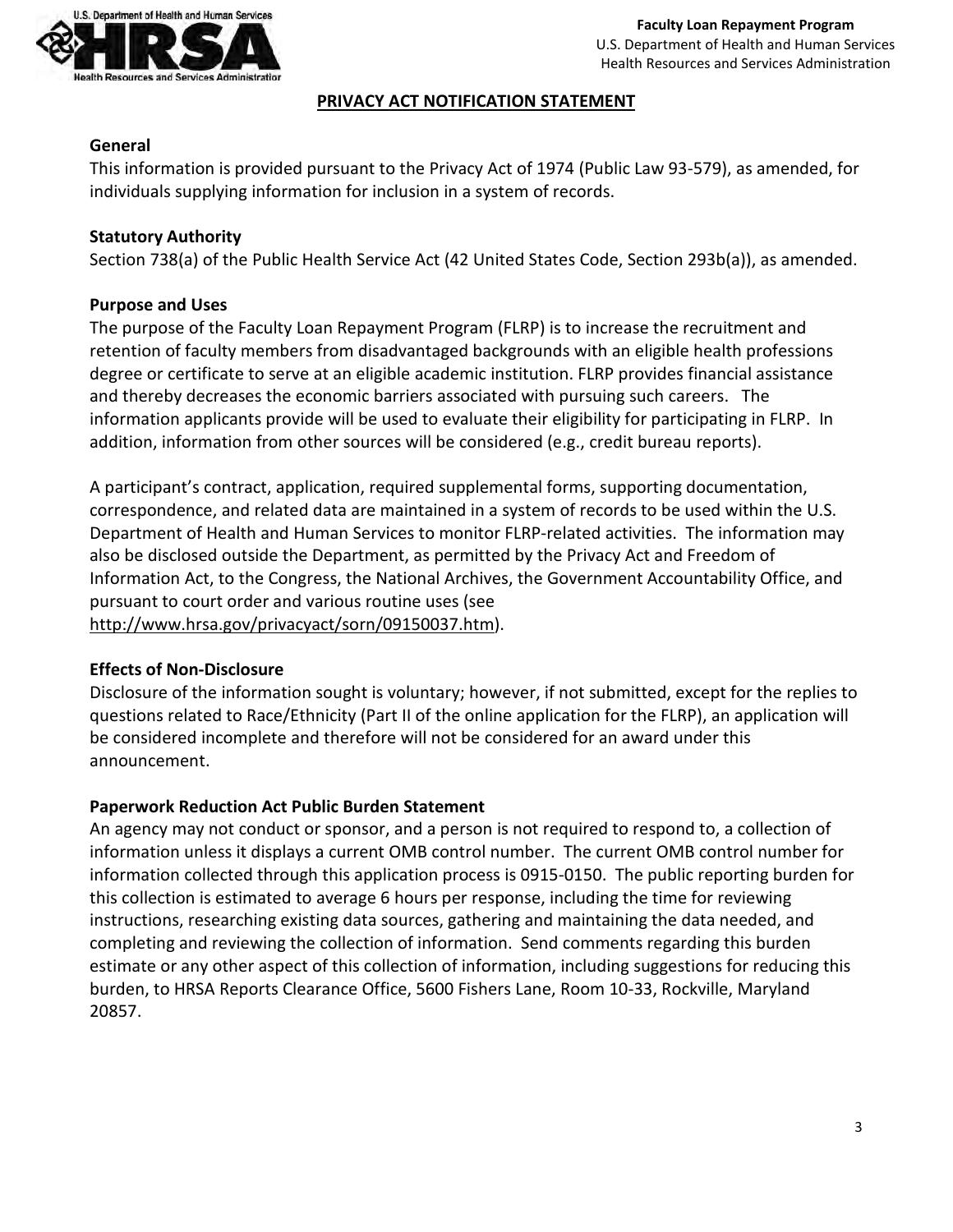## PRIVACY ACT NOTIFICATION STATEMENT

### General

This information is provided pursuant to the Privacy Act of 1974 (Public Law 93-579), as amended, for individuals supplying information for inclusion in a system of records.

### Statutory Authority

Section 738(a) of the Public Health Service Act (42 United States Code, Section 293b(a)), as amended.

### Purpose and Uses

The purpose of the Faculty Loan Repayment Program (FLRP) is to increase the recruitment and retention of faculty members from disadvantaged backgrounds with an eligible health professions degree or certificate to serve at an eligible academic institution. FLRP provides financial assistance and thereby decreases the economic barriers associated with pursuing such careers. The information applicants provide will be used to evaluate their eligibility for participating in FLRP. In addition, information from other sources will be considered (e.g., credit bureau reports).

A participant's contract, application, required supplemental forms, supporting documentation, correspondence, and related data are maintained in a system of records to be used within the U.S. Department of Health and Human Services to monitor FLRP-related activities. The information may also be disclosed outside the Department, as permitted by the Privacy Act and Freedom of Information Act, to the Congress, the National Archives, the Government Accountability Office, and pursuant to court order and various routine uses (see http://www.hrsa.gov/privacyact/sorn/09150037.htm).

### Effects of Non-Disclosure

Disclosure of the information sought is voluntary; however, if not submitted, except for the replies to questions related to Race/Ethnicity (Part II of the online application for the FLRP), an application will be considered incomplete and therefore will not be considered for an award under this announcement.

### Paperwork Reduction Act Public Burden Statement

An agency may not conduct or sponsor, and a person is not required to respond to, a collection of information unless it displays a current OMB control number. The current OMB control number for information collected through this application process is 0915-0150. The public reporting burden for this collection is estimated to average 6 hours per response, including the time for reviewing instructions, researching existing data sources, gathering and maintaining the data needed, and completing and reviewing the collection of information. Send comments regarding this burden estimate or any other aspect of this collection of information, including suggestions for reducing this burden, to HRSA Reports Clearance Office, 5600 Fishers Lane, Room 10-33, Rockville, Maryland 20857.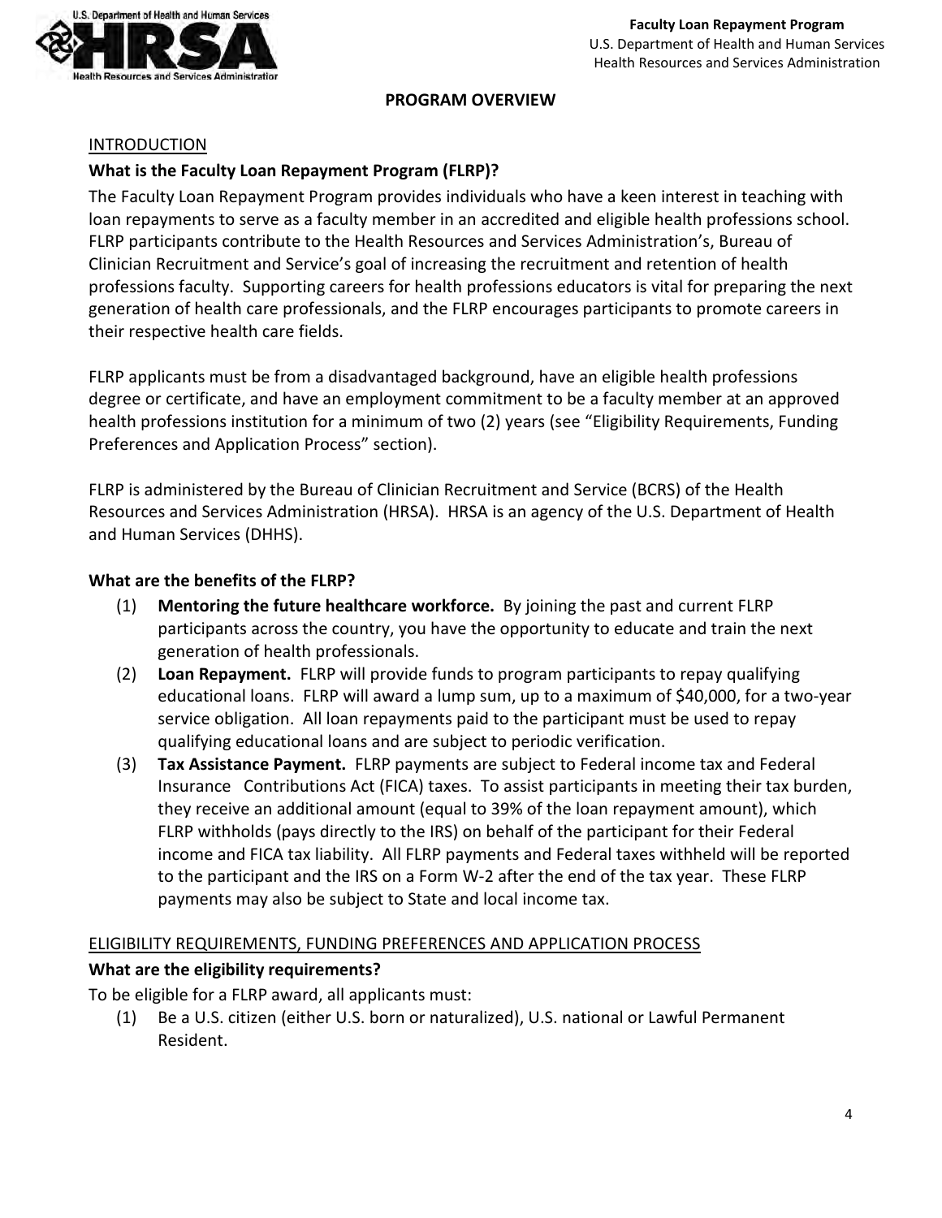## PROGRAM OVERVIEW

### INTRODUCTION

**What is the Faculty Loan Repayment Program (FLRP)?**

The Faculty Loan Repayment Program provides individuals who have a keen interest in teaching with loan repayments to serve as a faculty member in an accredited and eligible health professions school. FLRP participants contribute to the Health Resources and Services Administration's, Bureau of Clinician Recruitment and Service's goal of increasing the recruitment and retention of health professions faculty. Supporting careers for health professions educators is vital for preparing the next generation of health care professionals, and the FLRP encourages participants to promote careers in their respective health care fields.

FLRP applicants must be from a disadvantaged background, have an eligible health professions degree or certificate, and have an employment commitment to be a faculty member at an approved health professions institution for a minimum of two (2) years (see "Eligibility Requirements, Funding Preferences and Application Process" section).

FLRP is administered by the Bureau of Clinician Recruitment and Service (BCRS) of the Health Resources and Services Administration (HRSA). HRSA is an agency of the U.S. Department of Health and Human Services (DHHS).

**What are the benefits of the FLRP?**

(1) **Mentoring the future healthcare workforce.** By joining the past and current FLRP participants across the country, you have the opportunity to educate and train the next generation of health professionals.

(2) **Loan Repayment.** FLRP will provide funds to program participants to repay qualifying educational loans. FLRP will award a lump sum, up to a maximum of $40,000, for a two-year service obligation. All loan repayments paid to the participant must be used to repay qualifying educational loans and are subject to periodic verification.

(3) **Tax Assistance Payment.** FLRP payments are subject to Federal income tax and Federal Insurance Contributions Act (FICA) taxes. To assist participants in meeting their tax burden, they receive an additional amount (equal to 39% of the loan repayment amount), which FLRP withholds (pays directly to the IRS) on behalf of the participant for their Federal income and FICA tax liability. All FLRP payments and Federal taxes withheld will be reported to the participant and the IRS on a Form W-2 after the end of the tax year. These FLRP payments may also be subject to State and local income tax.

### ELIGIBILITY REQUIREMENTS, FUNDING PREFERENCES AND APPLICATION PROCESS

**What are the eligibility requirements?**

To be eligible for a FLRP award, all applicants must:

(1) Be a U.S. citizen (either U.S. born or naturalized), U.S. national or Lawful Permanent Resident.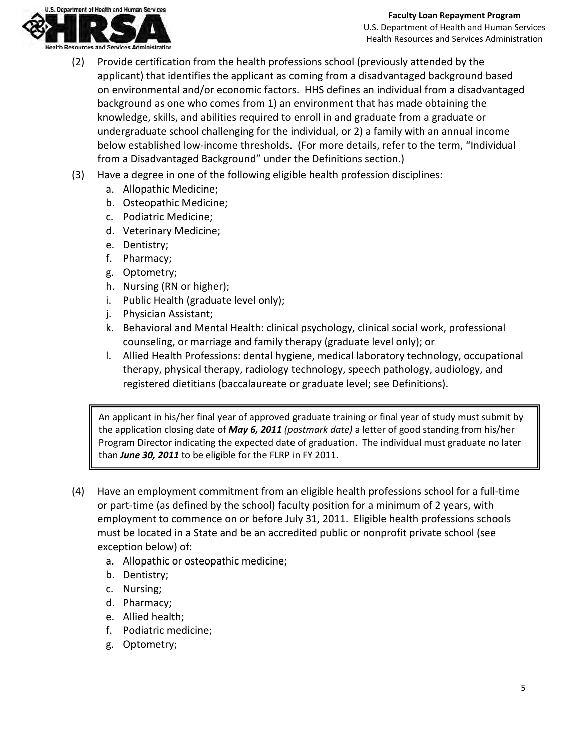(2) Provide certification from the health professions school (previously attended by the applicant) that identifies the applicant as coming from a disadvantaged background based on environmental and/or economic factors. HHS defines an individual from a disadvantaged background as one who comes from 1) an environment that has made obtaining the knowledge, skills, and abilities required to enroll in and graduate from a graduate or undergraduate school challenging for the individual, or 2) a family with an annual income below established low-income thresholds. (For more details, refer to the term, "Individual from a Disadvantaged Background" under the Definitions section.)

(3) Have a degree in one of the following eligible health profession disciplines:

a. Allopathic Medicine;
b. Osteopathic Medicine;
c. Podiatric Medicine;
d. Veterinary Medicine;
e. Dentistry;
f. Pharmacy;
g. Optometry;
h. Nursing (RN or higher);
i. Public Health (graduate level only);
j. Physician Assistant;
k. Behavioral and Mental Health: clinical psychology, clinical social work, professional counseling, or marriage and family therapy (graduate level only); or
l. Allied Health Professions: dental hygiene, medical laboratory technology, occupational therapy, physical therapy, radiology technology, speech pathology, audiology, and registered dietitians (baccalaureate or graduate level; see Definitions).

> An applicant in his/her final year of approved graduate training or final year of study must submit by the application closing date of ***May 6, 2011*** *(postmark date)* a letter of good standing from his/her Program Director indicating the expected date of graduation. The individual must graduate no later than ***June 30, 2011*** to be eligible for the FLRP in FY 2011.

(4) Have an employment commitment from an eligible health professions school for a full-time or part-time (as defined by the school) faculty position for a minimum of 2 years, with employment to commence on or before July 31, 2011. Eligible health professions schools must be located in a State and be an accredited public or nonprofit private school (see exception below) of:

a. Allopathic or osteopathic medicine;
b. Dentistry;
c. Nursing;
d. Pharmacy;
e. Allied health;
f. Podiatric medicine;
g. Optometry;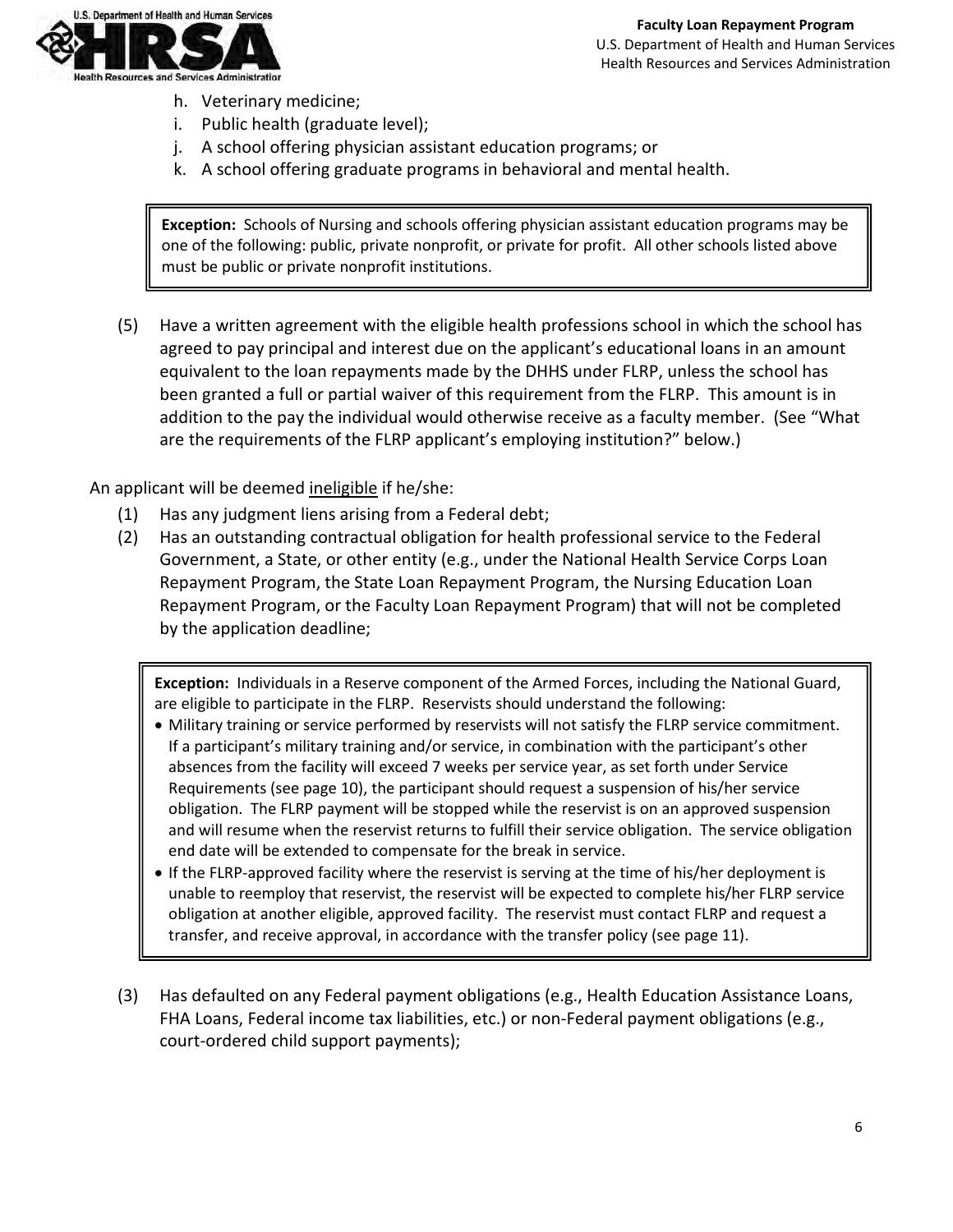h. Veterinary medicine;
i. Public health (graduate level);
j. A school offering physician assistant education programs; or
k. A school offering graduate programs in behavioral and mental health.

> **Exception:** Schools of Nursing and schools offering physician assistant education programs may be one of the following: public, private nonprofit, or private for profit. All other schools listed above must be public or private nonprofit institutions.

(5) Have a written agreement with the eligible health professions school in which the school has agreed to pay principal and interest due on the applicant's educational loans in an amount equivalent to the loan repayments made by the DHHS under FLRP, unless the school has been granted a full or partial waiver of this requirement from the FLRP. This amount is in addition to the pay the individual would otherwise receive as a faculty member. (See "What are the requirements of the FLRP applicant's employing institution?" below.)

An applicant will be deemed ineligible if he/she:

(1) Has any judgment liens arising from a Federal debt;
(2) Has an outstanding contractual obligation for health professional service to the Federal Government, a State, or other entity (e.g., under the National Health Service Corps Loan Repayment Program, the State Loan Repayment Program, the Nursing Education Loan Repayment Program, or the Faculty Loan Repayment Program) that will not be completed by the application deadline;

> **Exception:** Individuals in a Reserve component of the Armed Forces, including the National Guard, are eligible to participate in the FLRP. Reservists should understand the following:
>
> - Military training or service performed by reservists will not satisfy the FLRP service commitment. If a participant's military training and/or service, in combination with the participant's other absences from the facility will exceed 7 weeks per service year, as set forth under Service Requirements (see page 10), the participant should request a suspension of his/her service obligation. The FLRP payment will be stopped while the reservist is on an approved suspension and will resume when the reservist returns to fulfill their service obligation. The service obligation end date will be extended to compensate for the break in service.
> - If the FLRP-approved facility where the reservist is serving at the time of his/her deployment is unable to reemploy that reservist, the reservist will be expected to complete his/her FLRP service obligation at another eligible, approved facility. The reservist must contact FLRP and request a transfer, and receive approval, in accordance with the transfer policy (see page 11).

(3) Has defaulted on any Federal payment obligations (e.g., Health Education Assistance Loans, FHA Loans, Federal income tax liabilities, etc.) or non-Federal payment obligations (e.g., court-ordered child support payments);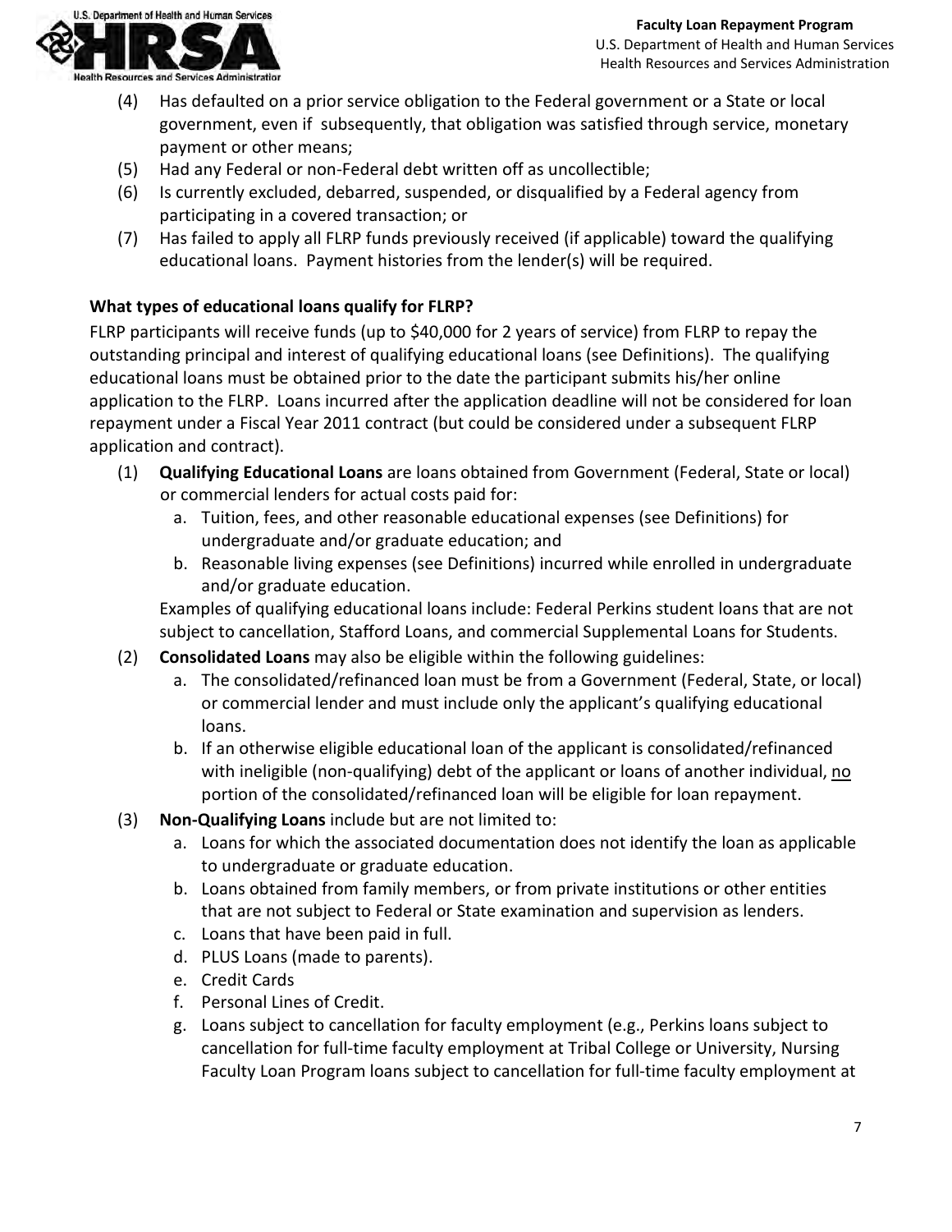(4) Has defaulted on a prior service obligation to the Federal government or a State or local government, even if subsequently, that obligation was satisfied through service, monetary payment or other means;
(5) Had any Federal or non-Federal debt written off as uncollectible;
(6) Is currently excluded, debarred, suspended, or disqualified by a Federal agency from participating in a covered transaction; or
(7) Has failed to apply all FLRP funds previously received (if applicable) toward the qualifying educational loans. Payment histories from the lender(s) will be required.

**What types of educational loans qualify for FLRP?**

FLRP participants will receive funds (up to $40,000 for 2 years of service) from FLRP to repay the outstanding principal and interest of qualifying educational loans (see Definitions). The qualifying educational loans must be obtained prior to the date the participant submits his/her online application to the FLRP. Loans incurred after the application deadline will not be considered for loan repayment under a Fiscal Year 2011 contract (but could be considered under a subsequent FLRP application and contract).

(1) **Qualifying Educational Loans** are loans obtained from Government (Federal, State or local) or commercial lenders for actual costs paid for:
   a. Tuition, fees, and other reasonable educational expenses (see Definitions) for undergraduate and/or graduate education; and
   b. Reasonable living expenses (see Definitions) incurred while enrolled in undergraduate and/or graduate education.

   Examples of qualifying educational loans include: Federal Perkins student loans that are not subject to cancellation, Stafford Loans, and commercial Supplemental Loans for Students.

(2) **Consolidated Loans** may also be eligible within the following guidelines:
   a. The consolidated/refinanced loan must be from a Government (Federal, State, or local) or commercial lender and must include only the applicant's qualifying educational loans.
   b. If an otherwise eligible educational loan of the applicant is consolidated/refinanced with ineligible (non-qualifying) debt of the applicant or loans of another individual, <u>no</u> portion of the consolidated/refinanced loan will be eligible for loan repayment.

(3) **Non-Qualifying Loans** include but are not limited to:
   a. Loans for which the associated documentation does not identify the loan as applicable to undergraduate or graduate education.
   b. Loans obtained from family members, or from private institutions or other entities that are not subject to Federal or State examination and supervision as lenders.
   c. Loans that have been paid in full.
   d. PLUS Loans (made to parents).
   e. Credit Cards
   f. Personal Lines of Credit.
   g. Loans subject to cancellation for faculty employment (e.g., Perkins loans subject to cancellation for full-time faculty employment at Tribal College or University, Nursing Faculty Loan Program loans subject to cancellation for full-time faculty employment at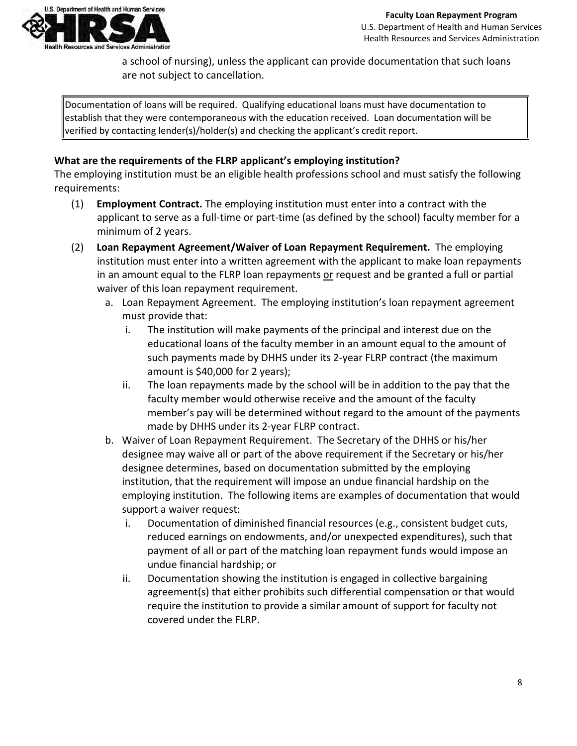a school of nursing), unless the applicant can provide documentation that such loans are not subject to cancellation.

> Documentation of loans will be required. Qualifying educational loans must have documentation to establish that they were contemporaneous with the education received. Loan documentation will be verified by contacting lender(s)/holder(s) and checking the applicant's credit report.

**What are the requirements of the FLRP applicant's employing institution?**

The employing institution must be an eligible health professions school and must satisfy the following requirements:

(1) **Employment Contract.** The employing institution must enter into a contract with the applicant to serve as a full-time or part-time (as defined by the school) faculty member for a minimum of 2 years.

(2) **Loan Repayment Agreement/Waiver of Loan Repayment Requirement.** The employing institution must enter into a written agreement with the applicant to make loan repayments in an amount equal to the FLRP loan repayments <u>or</u> request and be granted a full or partial waiver of this loan repayment requirement.

   a. Loan Repayment Agreement. The employing institution's loan repayment agreement must provide that:

      i. The institution will make payments of the principal and interest due on the educational loans of the faculty member in an amount equal to the amount of such payments made by DHHS under its 2-year FLRP contract (the maximum amount is $40,000 for 2 years);

      ii. The loan repayments made by the school will be in addition to the pay that the faculty member would otherwise receive and the amount of the faculty member's pay will be determined without regard to the amount of the payments made by DHHS under its 2-year FLRP contract.

   b. Waiver of Loan Repayment Requirement. The Secretary of the DHHS or his/her designee may waive all or part of the above requirement if the Secretary or his/her designee determines, based on documentation submitted by the employing institution, that the requirement will impose an undue financial hardship on the employing institution. The following items are examples of documentation that would support a waiver request:

      i. Documentation of diminished financial resources (e.g., consistent budget cuts, reduced earnings on endowments, and/or unexpected expenditures), such that payment of all or part of the matching loan repayment funds would impose an undue financial hardship; or

      ii. Documentation showing the institution is engaged in collective bargaining agreement(s) that either prohibits such differential compensation or that would require the institution to provide a similar amount of support for faculty not covered under the FLRP.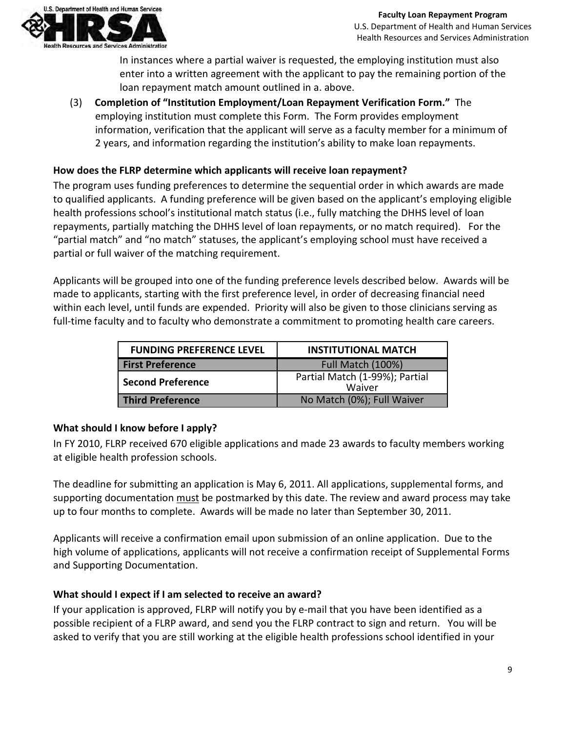In instances where a partial waiver is requested, the employing institution must also enter into a written agreement with the applicant to pay the remaining portion of the loan repayment match amount outlined in a. above.

(3) **Completion of "Institution Employment/Loan Repayment Verification Form."** The employing institution must complete this Form. The Form provides employment information, verification that the applicant will serve as a faculty member for a minimum of 2 years, and information regarding the institution's ability to make loan repayments.

### How does the FLRP determine which applicants will receive loan repayment?

The program uses funding preferences to determine the sequential order in which awards are made to qualified applicants. A funding preference will be given based on the applicant's employing eligible health professions school's institutional match status (i.e., fully matching the DHHS level of loan repayments, partially matching the DHHS level of loan repayments, or no match required). For the "partial match" and "no match" statuses, the applicant's employing school must have received a partial or full waiver of the matching requirement.

Applicants will be grouped into one of the funding preference levels described below. Awards will be made to applicants, starting with the first preference level, in order of decreasing financial need within each level, until funds are expended. Priority will also be given to those clinicians serving as full-time faculty and to faculty who demonstrate a commitment to promoting health care careers.

| FUNDING PREFERENCE LEVEL | INSTITUTIONAL MATCH |
|---|---|
| **First Preference** | Full Match (100%) |
| **Second Preference** | Partial Match (1-99%); Partial Waiver |
| **Third Preference** | No Match (0%); Full Waiver |

### What should I know before I apply?

In FY 2010, FLRP received 670 eligible applications and made 23 awards to faculty members working at eligible health profession schools.

The deadline for submitting an application is May 6, 2011. All applications, supplemental forms, and supporting documentation must be postmarked by this date. The review and award process may take up to four months to complete. Awards will be made no later than September 30, 2011.

Applicants will receive a confirmation email upon submission of an online application. Due to the high volume of applications, applicants will not receive a confirmation receipt of Supplemental Forms and Supporting Documentation.

### What should I expect if I am selected to receive an award?

If your application is approved, FLRP will notify you by e-mail that you have been identified as a possible recipient of a FLRP award, and send you the FLRP contract to sign and return. You will be asked to verify that you are still working at the eligible health professions school identified in your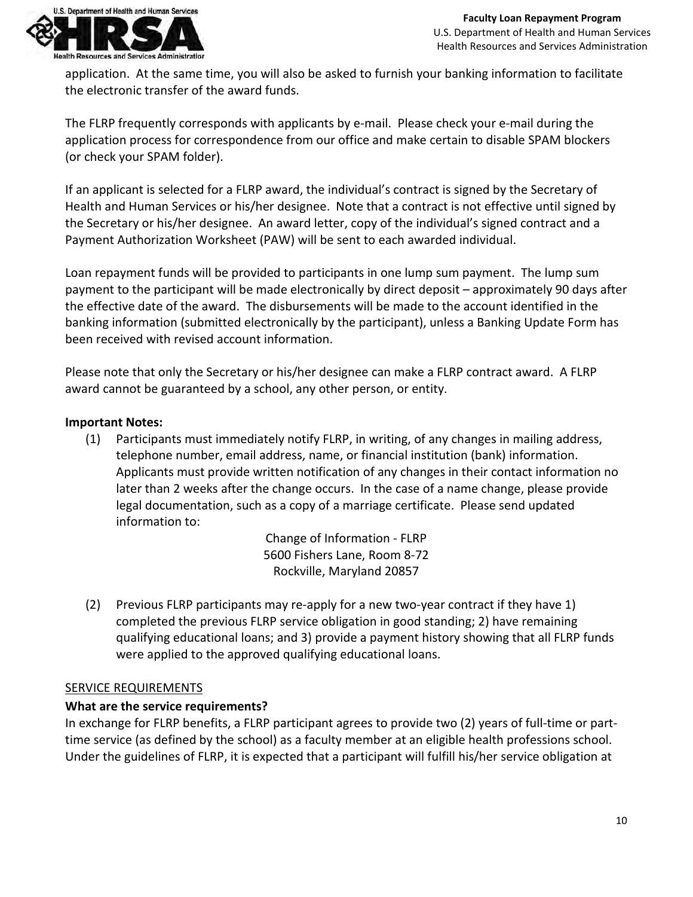application. At the same time, you will also be asked to furnish your banking information to facilitate the electronic transfer of the award funds.

The FLRP frequently corresponds with applicants by e-mail. Please check your e-mail during the application process for correspondence from our office and make certain to disable SPAM blockers (or check your SPAM folder).

If an applicant is selected for a FLRP award, the individual's contract is signed by the Secretary of Health and Human Services or his/her designee. Note that a contract is not effective until signed by the Secretary or his/her designee. An award letter, copy of the individual's signed contract and a Payment Authorization Worksheet (PAW) will be sent to each awarded individual.

Loan repayment funds will be provided to participants in one lump sum payment. The lump sum payment to the participant will be made electronically by direct deposit – approximately 90 days after the effective date of the award. The disbursements will be made to the account identified in the banking information (submitted electronically by the participant), unless a Banking Update Form has been received with revised account information.

Please note that only the Secretary or his/her designee can make a FLRP contract award. A FLRP award cannot be guaranteed by a school, any other person, or entity.

**Important Notes:**

(1) Participants must immediately notify FLRP, in writing, of any changes in mailing address, telephone number, email address, name, or financial institution (bank) information. Applicants must provide written notification of any changes in their contact information no later than 2 weeks after the change occurs. In the case of a name change, please provide legal documentation, such as a copy of a marriage certificate. Please send updated information to:

Change of Information - FLRP
5600 Fishers Lane, Room 8-72
Rockville, Maryland 20857

(2) Previous FLRP participants may re-apply for a new two-year contract if they have 1) completed the previous FLRP service obligation in good standing; 2) have remaining qualifying educational loans; and 3) provide a payment history showing that all FLRP funds were applied to the approved qualifying educational loans.

SERVICE REQUIREMENTS

**What are the service requirements?**

In exchange for FLRP benefits, a FLRP participant agrees to provide two (2) years of full-time or part-time service (as defined by the school) as a faculty member at an eligible health professions school. Under the guidelines of FLRP, it is expected that a participant will fulfill his/her service obligation at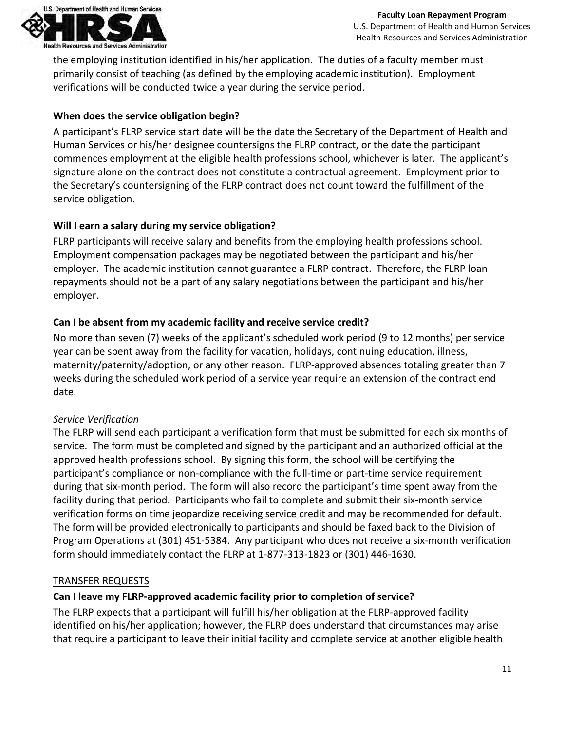the employing institution identified in his/her application. The duties of a faculty member must primarily consist of teaching (as defined by the employing academic institution). Employment verifications will be conducted twice a year during the service period.

### When does the service obligation begin?

A participant's FLRP service start date will be the date the Secretary of the Department of Health and Human Services or his/her designee countersigns the FLRP contract, or the date the participant commences employment at the eligible health professions school, whichever is later. The applicant's signature alone on the contract does not constitute a contractual agreement. Employment prior to the Secretary's countersigning of the FLRP contract does not count toward the fulfillment of the service obligation.

### Will I earn a salary during my service obligation?

FLRP participants will receive salary and benefits from the employing health professions school. Employment compensation packages may be negotiated between the participant and his/her employer. The academic institution cannot guarantee a FLRP contract. Therefore, the FLRP loan repayments should not be a part of any salary negotiations between the participant and his/her employer.

### Can I be absent from my academic facility and receive service credit?

No more than seven (7) weeks of the applicant's scheduled work period (9 to 12 months) per service year can be spent away from the facility for vacation, holidays, continuing education, illness, maternity/paternity/adoption, or any other reason. FLRP-approved absences totaling greater than 7 weeks during the scheduled work period of a service year require an extension of the contract end date.

*Service Verification*

The FLRP will send each participant a verification form that must be submitted for each six months of service. The form must be completed and signed by the participant and an authorized official at the approved health professions school. By signing this form, the school will be certifying the participant's compliance or non-compliance with the full-time or part-time service requirement during that six-month period. The form will also record the participant's time spent away from the facility during that period. Participants who fail to complete and submit their six-month service verification forms on time jeopardize receiving service credit and may be recommended for default. The form will be provided electronically to participants and should be faxed back to the Division of Program Operations at (301) 451-5384. Any participant who does not receive a six-month verification form should immediately contact the FLRP at 1-877-313-1823 or (301) 446-1630.

## TRANSFER REQUESTS

### Can I leave my FLRP-approved academic facility prior to completion of service?

The FLRP expects that a participant will fulfill his/her obligation at the FLRP-approved facility identified on his/her application; however, the FLRP does understand that circumstances may arise that require a participant to leave their initial facility and complete service at another eligible health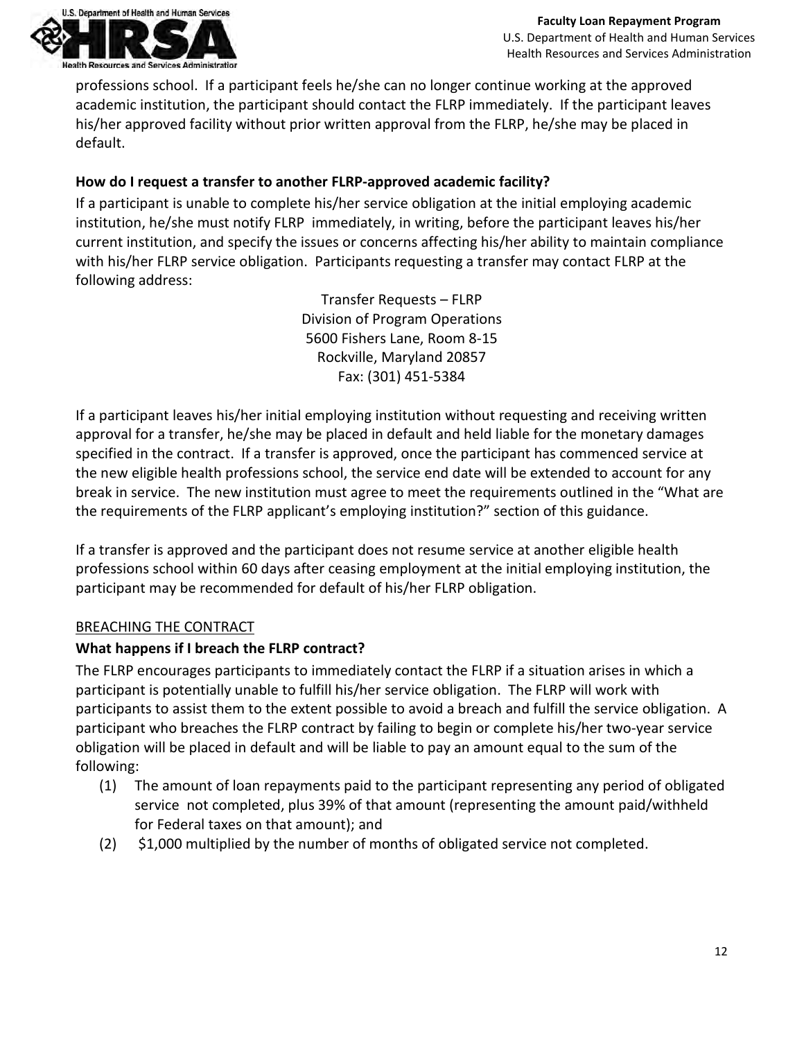professions school. If a participant feels he/she can no longer continue working at the approved academic institution, the participant should contact the FLRP immediately. If the participant leaves his/her approved facility without prior written approval from the FLRP, he/she may be placed in default.

### How do I request a transfer to another FLRP-approved academic facility?

If a participant is unable to complete his/her service obligation at the initial employing academic institution, he/she must notify FLRP immediately, in writing, before the participant leaves his/her current institution, and specify the issues or concerns affecting his/her ability to maintain compliance with his/her FLRP service obligation. Participants requesting a transfer may contact FLRP at the following address:

Transfer Requests – FLRP
Division of Program Operations
5600 Fishers Lane, Room 8-15
Rockville, Maryland 20857
Fax: (301) 451-5384

If a participant leaves his/her initial employing institution without requesting and receiving written approval for a transfer, he/she may be placed in default and held liable for the monetary damages specified in the contract. If a transfer is approved, once the participant has commenced service at the new eligible health professions school, the service end date will be extended to account for any break in service. The new institution must agree to meet the requirements outlined in the "What are the requirements of the FLRP applicant's employing institution?" section of this guidance.

If a transfer is approved and the participant does not resume service at another eligible health professions school within 60 days after ceasing employment at the initial employing institution, the participant may be recommended for default of his/her FLRP obligation.

## BREACHING THE CONTRACT

### What happens if I breach the FLRP contract?

The FLRP encourages participants to immediately contact the FLRP if a situation arises in which a participant is potentially unable to fulfill his/her service obligation. The FLRP will work with participants to assist them to the extent possible to avoid a breach and fulfill the service obligation. A participant who breaches the FLRP contract by failing to begin or complete his/her two-year service obligation will be placed in default and will be liable to pay an amount equal to the sum of the following:

1. The amount of loan repayments paid to the participant representing any period of obligated service not completed, plus 39% of that amount (representing the amount paid/withheld for Federal taxes on that amount); and
2. $1,000 multiplied by the number of months of obligated service not completed.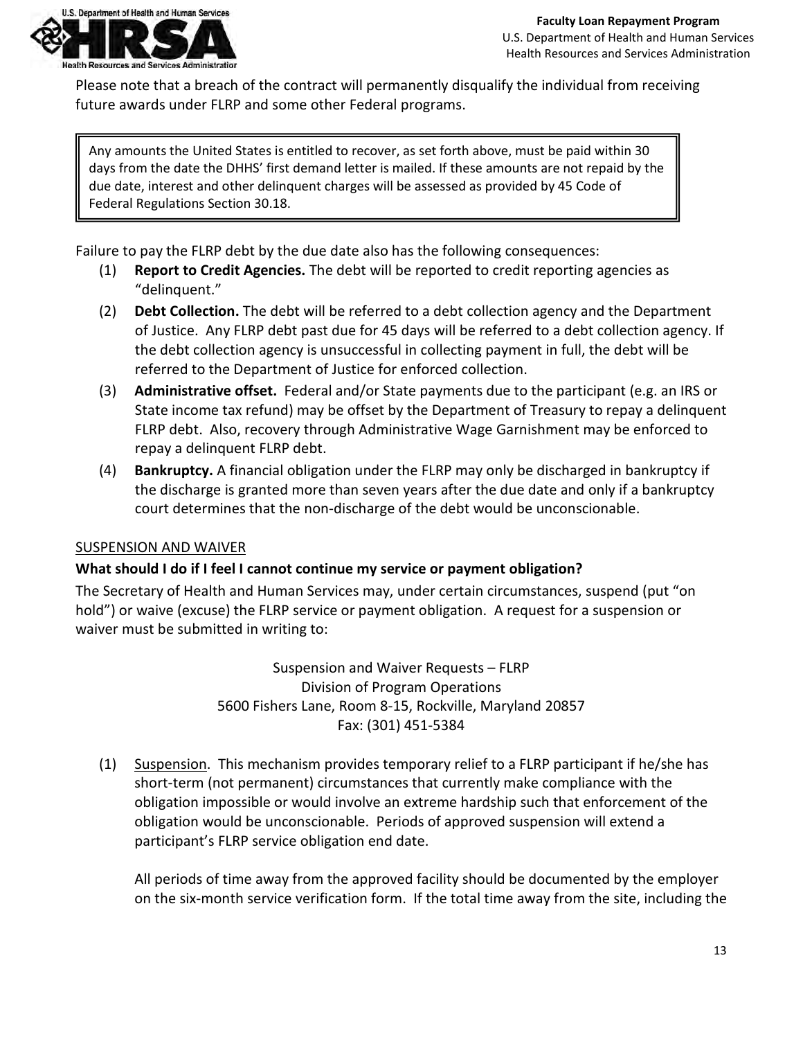Please note that a breach of the contract will permanently disqualify the individual from receiving future awards under FLRP and some other Federal programs.

> Any amounts the United States is entitled to recover, as set forth above, must be paid within 30 days from the date the DHHS' first demand letter is mailed. If these amounts are not repaid by the due date, interest and other delinquent charges will be assessed as provided by 45 Code of Federal Regulations Section 30.18.

Failure to pay the FLRP debt by the due date also has the following consequences:

(1) **Report to Credit Agencies.** The debt will be reported to credit reporting agencies as "delinquent."

(2) **Debt Collection.** The debt will be referred to a debt collection agency and the Department of Justice. Any FLRP debt past due for 45 days will be referred to a debt collection agency. If the debt collection agency is unsuccessful in collecting payment in full, the debt will be referred to the Department of Justice for enforced collection.

(3) **Administrative offset.** Federal and/or State payments due to the participant (e.g. an IRS or State income tax refund) may be offset by the Department of Treasury to repay a delinquent FLRP debt. Also, recovery through Administrative Wage Garnishment may be enforced to repay a delinquent FLRP debt.

(4) **Bankruptcy.** A financial obligation under the FLRP may only be discharged in bankruptcy if the discharge is granted more than seven years after the due date and only if a bankruptcy court determines that the non-discharge of the debt would be unconscionable.

SUSPENSION AND WAIVER

**What should I do if I feel I cannot continue my service or payment obligation?**

The Secretary of Health and Human Services may, under certain circumstances, suspend (put "on hold") or waive (excuse) the FLRP service or payment obligation. A request for a suspension or waiver must be submitted in writing to:

Suspension and Waiver Requests – FLRP
Division of Program Operations
5600 Fishers Lane, Room 8-15, Rockville, Maryland 20857
Fax: (301) 451-5384

(1) Suspension. This mechanism provides temporary relief to a FLRP participant if he/she has short-term (not permanent) circumstances that currently make compliance with the obligation impossible or would involve an extreme hardship such that enforcement of the obligation would be unconscionable. Periods of approved suspension will extend a participant's FLRP service obligation end date.

All periods of time away from the approved facility should be documented by the employer on the six-month service verification form. If the total time away from the site, including the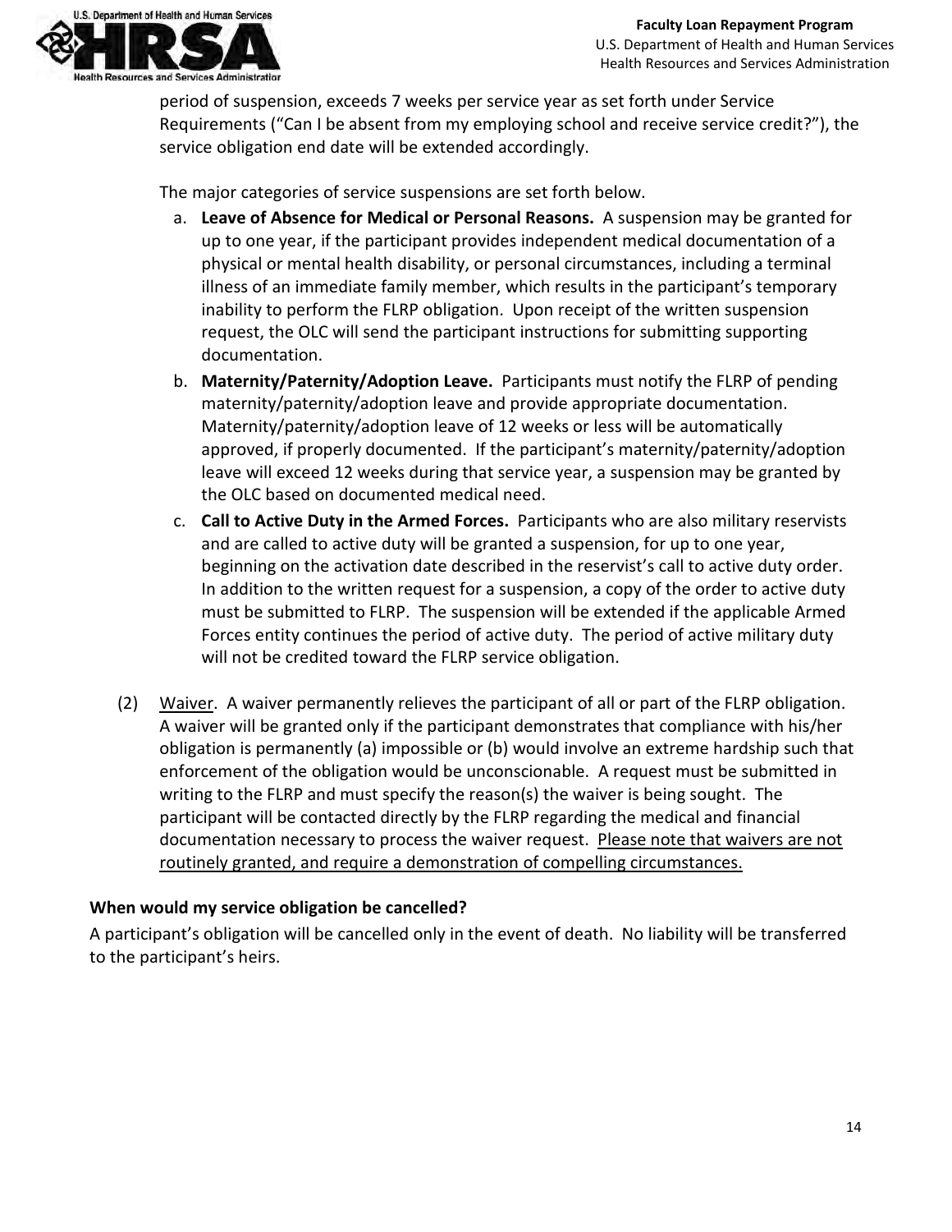period of suspension, exceeds 7 weeks per service year as set forth under Service Requirements ("Can I be absent from my employing school and receive service credit?"), the service obligation end date will be extended accordingly.

The major categories of service suspensions are set forth below.

a. **Leave of Absence for Medical or Personal Reasons.** A suspension may be granted for up to one year, if the participant provides independent medical documentation of a physical or mental health disability, or personal circumstances, including a terminal illness of an immediate family member, which results in the participant's temporary inability to perform the FLRP obligation. Upon receipt of the written suspension request, the OLC will send the participant instructions for submitting supporting documentation.
b. **Maternity/Paternity/Adoption Leave.** Participants must notify the FLRP of pending maternity/paternity/adoption leave and provide appropriate documentation. Maternity/paternity/adoption leave of 12 weeks or less will be automatically approved, if properly documented. If the participant's maternity/paternity/adoption leave will exceed 12 weeks during that service year, a suspension may be granted by the OLC based on documented medical need.
c. **Call to Active Duty in the Armed Forces.** Participants who are also military reservists and are called to active duty will be granted a suspension, for up to one year, beginning on the activation date described in the reservist's call to active duty order. In addition to the written request for a suspension, a copy of the order to active duty must be submitted to FLRP. The suspension will be extended if the applicable Armed Forces entity continues the period of active duty. The period of active military duty will not be credited toward the FLRP service obligation.

(2) Waiver. A waiver permanently relieves the participant of all or part of the FLRP obligation. A waiver will be granted only if the participant demonstrates that compliance with his/her obligation is permanently (a) impossible or (b) would involve an extreme hardship such that enforcement of the obligation would be unconscionable. A request must be submitted in writing to the FLRP and must specify the reason(s) the waiver is being sought. The participant will be contacted directly by the FLRP regarding the medical and financial documentation necessary to process the waiver request. Please note that waivers are not routinely granted, and require a demonstration of compelling circumstances.

**When would my service obligation be cancelled?**

A participant's obligation will be cancelled only in the event of death. No liability will be transferred to the participant's heirs.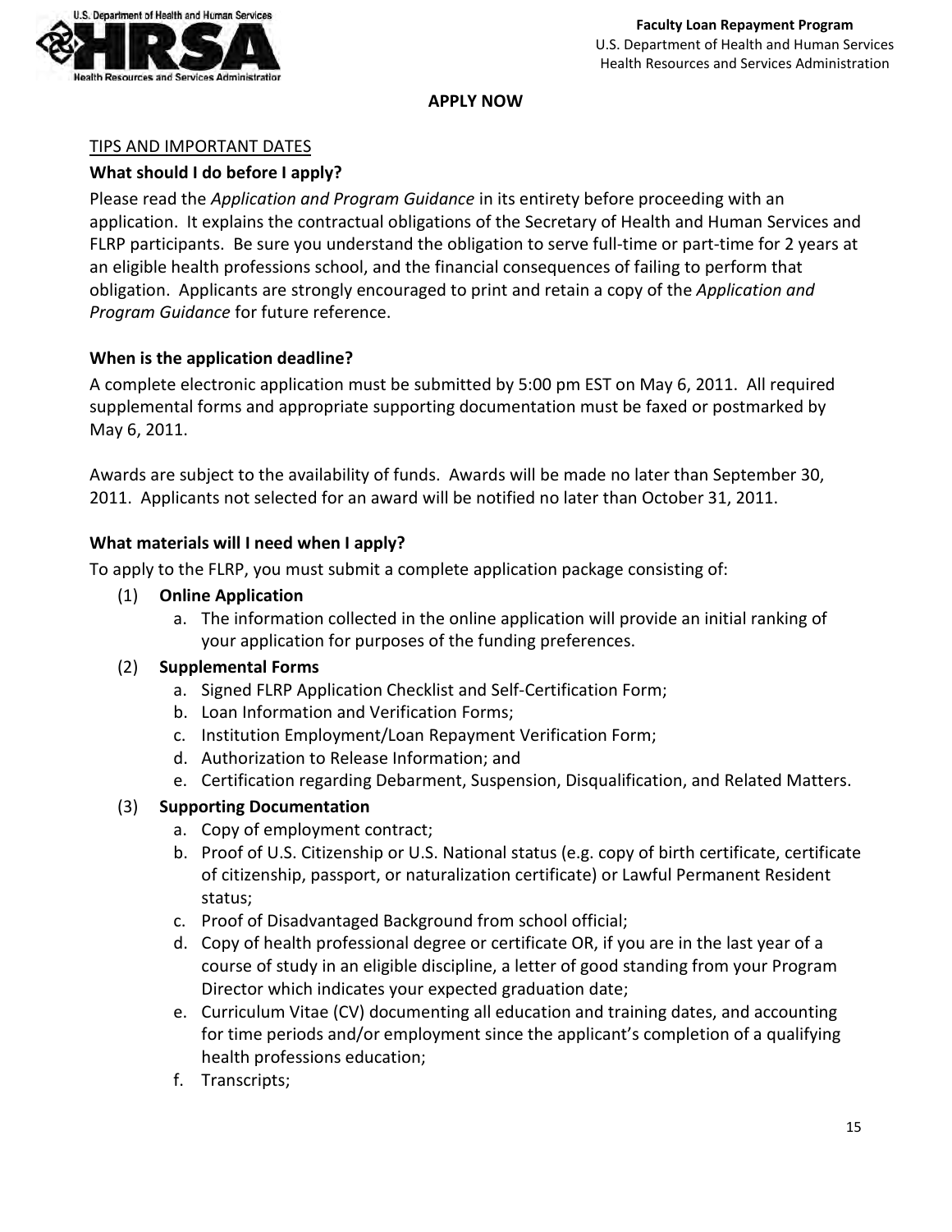**APPLY NOW**

TIPS AND IMPORTANT DATES

### What should I do before I apply?

Please read the *Application and Program Guidance* in its entirety before proceeding with an application. It explains the contractual obligations of the Secretary of Health and Human Services and FLRP participants. Be sure you understand the obligation to serve full-time or part-time for 2 years at an eligible health professions school, and the financial consequences of failing to perform that obligation. Applicants are strongly encouraged to print and retain a copy of the *Application and Program Guidance* for future reference.

### When is the application deadline?

A complete electronic application must be submitted by 5:00 pm EST on May 6, 2011. All required supplemental forms and appropriate supporting documentation must be faxed or postmarked by May 6, 2011.

Awards are subject to the availability of funds. Awards will be made no later than September 30, 2011. Applicants not selected for an award will be notified no later than October 31, 2011.

### What materials will I need when I apply?

To apply to the FLRP, you must submit a complete application package consisting of:

(1) **Online Application**
   a. The information collected in the online application will provide an initial ranking of your application for purposes of the funding preferences.

(2) **Supplemental Forms**
   a. Signed FLRP Application Checklist and Self-Certification Form;
   b. Loan Information and Verification Forms;
   c. Institution Employment/Loan Repayment Verification Form;
   d. Authorization to Release Information; and
   e. Certification regarding Debarment, Suspension, Disqualification, and Related Matters.

(3) **Supporting Documentation**
   a. Copy of employment contract;
   b. Proof of U.S. Citizenship or U.S. National status (e.g. copy of birth certificate, certificate of citizenship, passport, or naturalization certificate) or Lawful Permanent Resident status;
   c. Proof of Disadvantaged Background from school official;
   d. Copy of health professional degree or certificate OR, if you are in the last year of a course of study in an eligible discipline, a letter of good standing from your Program Director which indicates your expected graduation date;
   e. Curriculum Vitae (CV) documenting all education and training dates, and accounting for time periods and/or employment since the applicant's completion of a qualifying health professions education;
   f. Transcripts;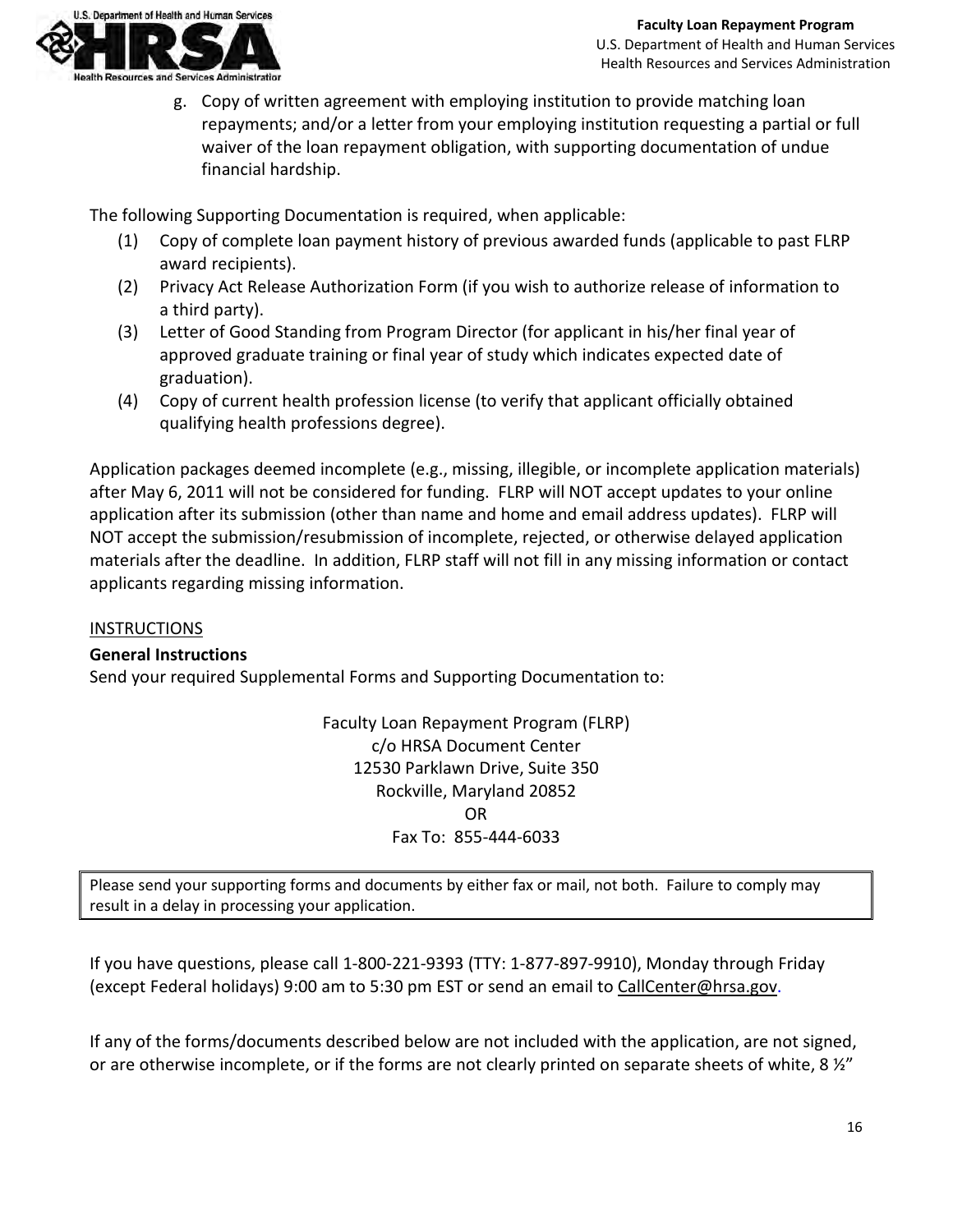g. Copy of written agreement with employing institution to provide matching loan repayments; and/or a letter from your employing institution requesting a partial or full waiver of the loan repayment obligation, with supporting documentation of undue financial hardship.

The following Supporting Documentation is required, when applicable:

(1) Copy of complete loan payment history of previous awarded funds (applicable to past FLRP award recipients).

(2) Privacy Act Release Authorization Form (if you wish to authorize release of information to a third party).

(3) Letter of Good Standing from Program Director (for applicant in his/her final year of approved graduate training or final year of study which indicates expected date of graduation).

(4) Copy of current health profession license (to verify that applicant officially obtained qualifying health professions degree).

Application packages deemed incomplete (e.g., missing, illegible, or incomplete application materials) after May 6, 2011 will not be considered for funding. FLRP will NOT accept updates to your online application after its submission (other than name and home and email address updates). FLRP will NOT accept the submission/resubmission of incomplete, rejected, or otherwise delayed application materials after the deadline. In addition, FLRP staff will not fill in any missing information or contact applicants regarding missing information.

INSTRUCTIONS

**General Instructions**

Send your required Supplemental Forms and Supporting Documentation to:

Faculty Loan Repayment Program (FLRP)
c/o HRSA Document Center
12530 Parklawn Drive, Suite 350
Rockville, Maryland 20852
OR
Fax To: 855-444-6033

Please send your supporting forms and documents by either fax or mail, not both. Failure to comply may result in a delay in processing your application.

If you have questions, please call 1-800-221-9393 (TTY: 1-877-897-9910), Monday through Friday (except Federal holidays) 9:00 am to 5:30 pm EST or send an email to CallCenter@hrsa.gov.

If any of the forms/documents described below are not included with the application, are not signed, or are otherwise incomplete, or if the forms are not clearly printed on separate sheets of white, 8 ½"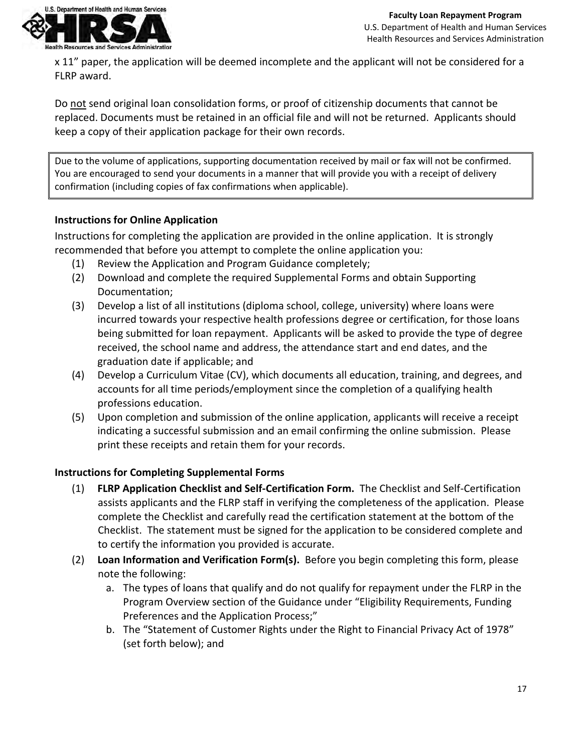x 11" paper, the application will be deemed incomplete and the applicant will not be considered for a FLRP award.

Do not send original loan consolidation forms, or proof of citizenship documents that cannot be replaced. Documents must be retained in an official file and will not be returned. Applicants should keep a copy of their application package for their own records.

> Due to the volume of applications, supporting documentation received by mail or fax will not be confirmed. You are encouraged to send your documents in a manner that will provide you with a receipt of delivery confirmation (including copies of fax confirmations when applicable).

### Instructions for Online Application

Instructions for completing the application are provided in the online application. It is strongly recommended that before you attempt to complete the online application you:

(1) Review the Application and Program Guidance completely;
(2) Download and complete the required Supplemental Forms and obtain Supporting Documentation;
(3) Develop a list of all institutions (diploma school, college, university) where loans were incurred towards your respective health professions degree or certification, for those loans being submitted for loan repayment. Applicants will be asked to provide the type of degree received, the school name and address, the attendance start and end dates, and the graduation date if applicable; and
(4) Develop a Curriculum Vitae (CV), which documents all education, training, and degrees, and accounts for all time periods/employment since the completion of a qualifying health professions education.
(5) Upon completion and submission of the online application, applicants will receive a receipt indicating a successful submission and an email confirming the online submission. Please print these receipts and retain them for your records.

### Instructions for Completing Supplemental Forms

(1) **FLRP Application Checklist and Self-Certification Form.** The Checklist and Self-Certification assists applicants and the FLRP staff in verifying the completeness of the application. Please complete the Checklist and carefully read the certification statement at the bottom of the Checklist. The statement must be signed for the application to be considered complete and to certify the information you provided is accurate.
(2) **Loan Information and Verification Form(s).** Before you begin completing this form, please note the following:
   a. The types of loans that qualify and do not qualify for repayment under the FLRP in the Program Overview section of the Guidance under "Eligibility Requirements, Funding Preferences and the Application Process;"
   b. The "Statement of Customer Rights under the Right to Financial Privacy Act of 1978" (set forth below); and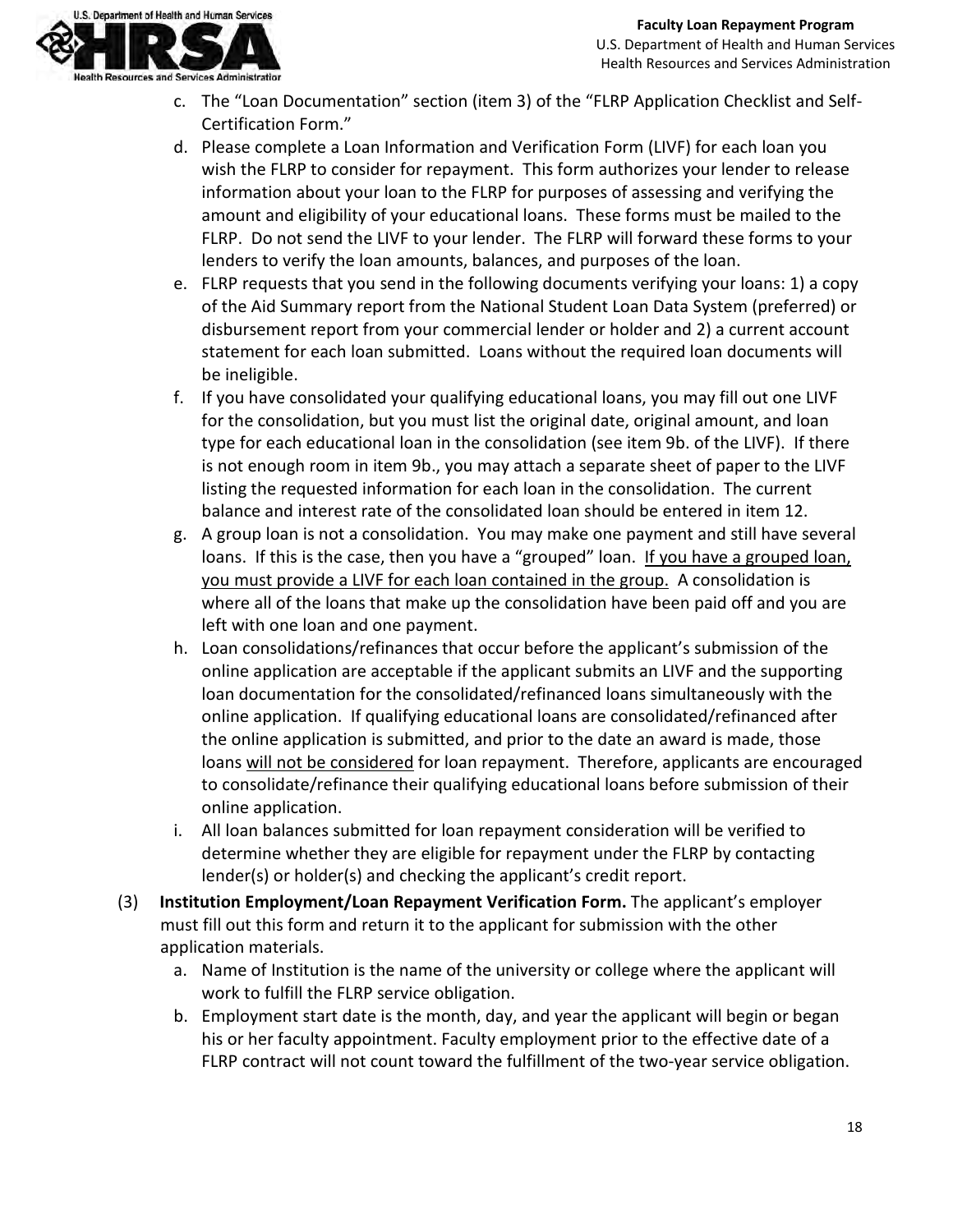c. The "Loan Documentation" section (item 3) of the "FLRP Application Checklist and Self-Certification Form."
   d. Please complete a Loan Information and Verification Form (LIVF) for each loan you wish the FLRP to consider for repayment. This form authorizes your lender to release information about your loan to the FLRP for purposes of assessing and verifying the amount and eligibility of your educational loans. These forms must be mailed to the FLRP. Do not send the LIVF to your lender. The FLRP will forward these forms to your lenders to verify the loan amounts, balances, and purposes of the loan.
   e. FLRP requests that you send in the following documents verifying your loans: 1) a copy of the Aid Summary report from the National Student Loan Data System (preferred) or disbursement report from your commercial lender or holder and 2) a current account statement for each loan submitted. Loans without the required loan documents will be ineligible.
   f. If you have consolidated your qualifying educational loans, you may fill out one LIVF for the consolidation, but you must list the original date, original amount, and loan type for each educational loan in the consolidation (see item 9b. of the LIVF). If there is not enough room in item 9b., you may attach a separate sheet of paper to the LIVF listing the requested information for each loan in the consolidation. The current balance and interest rate of the consolidated loan should be entered in item 12.
   g. A group loan is not a consolidation. You may make one payment and still have several loans. If this is the case, then you have a "grouped" loan. <u>If you have a grouped loan, you must provide a LIVF for each loan contained in the group.</u> A consolidation is where all of the loans that make up the consolidation have been paid off and you are left with one loan and one payment.
   h. Loan consolidations/refinances that occur before the applicant's submission of the online application are acceptable if the applicant submits an LIVF and the supporting loan documentation for the consolidated/refinanced loans simultaneously with the online application. If qualifying educational loans are consolidated/refinanced after the online application is submitted, and prior to the date an award is made, those loans <u>will not be considered</u> for loan repayment. Therefore, applicants are encouraged to consolidate/refinance their qualifying educational loans before submission of their online application.
   i. All loan balances submitted for loan repayment consideration will be verified to determine whether they are eligible for repayment under the FLRP by contacting lender(s) or holder(s) and checking the applicant's credit report.

(3) **Institution Employment/Loan Repayment Verification Form.** The applicant's employer must fill out this form and return it to the applicant for submission with the other application materials.
   a. Name of Institution is the name of the university or college where the applicant will work to fulfill the FLRP service obligation.
   b. Employment start date is the month, day, and year the applicant will begin or began his or her faculty appointment. Faculty employment prior to the effective date of a FLRP contract will not count toward the fulfillment of the two-year service obligation.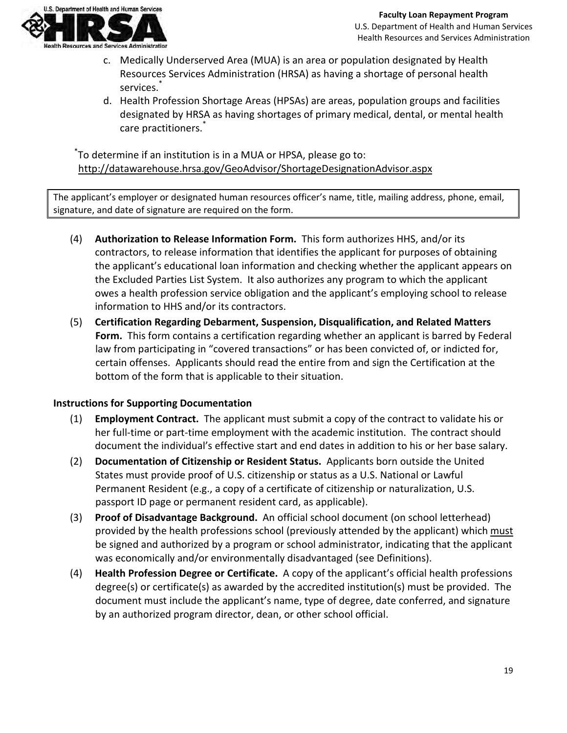c. Medically Underserved Area (MUA) is an area or population designated by Health Resources Services Administration (HRSA) as having a shortage of personal health services.*
d. Health Profession Shortage Areas (HPSAs) are areas, population groups and facilities designated by HRSA as having shortages of primary medical, dental, or mental health care practitioners.*

*To determine if an institution is in a MUA or HPSA, please go to: http://datawarehouse.hrsa.gov/GeoAdvisor/ShortageDesignationAdvisor.aspx

> The applicant's employer or designated human resources officer's name, title, mailing address, phone, email, signature, and date of signature are required on the form.

(4) **Authorization to Release Information Form.** This form authorizes HHS, and/or its contractors, to release information that identifies the applicant for purposes of obtaining the applicant's educational loan information and checking whether the applicant appears on the Excluded Parties List System. It also authorizes any program to which the applicant owes a health profession service obligation and the applicant's employing school to release information to HHS and/or its contractors.

(5) **Certification Regarding Debarment, Suspension, Disqualification, and Related Matters Form.** This form contains a certification regarding whether an applicant is barred by Federal law from participating in "covered transactions" or has been convicted of, or indicted for, certain offenses. Applicants should read the entire from and sign the Certification at the bottom of the form that is applicable to their situation.

**Instructions for Supporting Documentation**

(1) **Employment Contract.** The applicant must submit a copy of the contract to validate his or her full-time or part-time employment with the academic institution. The contract should document the individual's effective start and end dates in addition to his or her base salary.

(2) **Documentation of Citizenship or Resident Status.** Applicants born outside the United States must provide proof of U.S. citizenship or status as a U.S. National or Lawful Permanent Resident (e.g., a copy of a certificate of citizenship or naturalization, U.S. passport ID page or permanent resident card, as applicable).

(3) **Proof of Disadvantage Background.** An official school document (on school letterhead) provided by the health professions school (previously attended by the applicant) which must be signed and authorized by a program or school administrator, indicating that the applicant was economically and/or environmentally disadvantaged (see Definitions).

(4) **Health Profession Degree or Certificate.** A copy of the applicant's official health professions degree(s) or certificate(s) as awarded by the accredited institution(s) must be provided. The document must include the applicant's name, type of degree, date conferred, and signature by an authorized program director, dean, or other school official.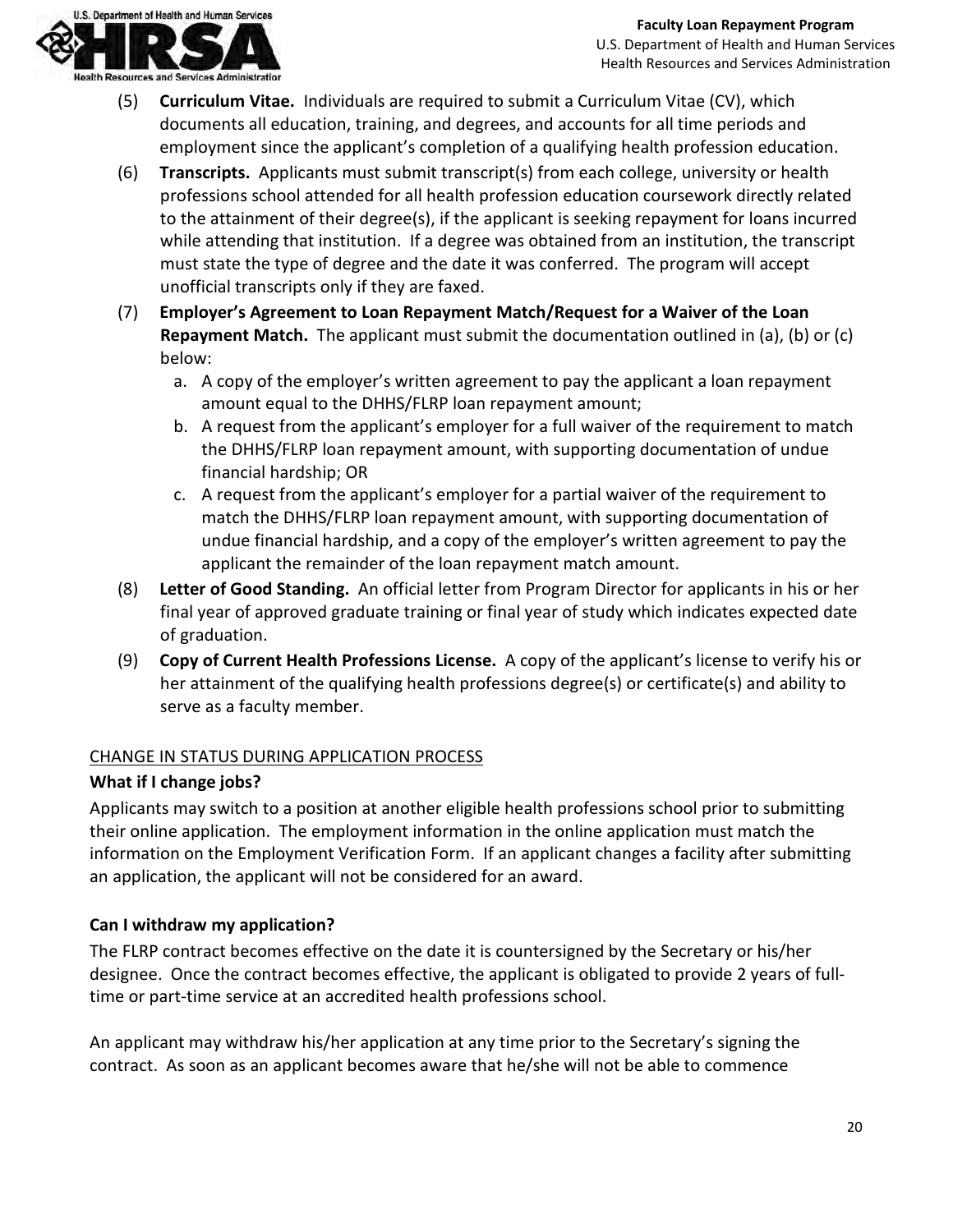(5) **Curriculum Vitae.** Individuals are required to submit a Curriculum Vitae (CV), which documents all education, training, and degrees, and accounts for all time periods and employment since the applicant's completion of a qualifying health profession education.

(6) **Transcripts.** Applicants must submit transcript(s) from each college, university or health professions school attended for all health profession education coursework directly related to the attainment of their degree(s), if the applicant is seeking repayment for loans incurred while attending that institution. If a degree was obtained from an institution, the transcript must state the type of degree and the date it was conferred. The program will accept unofficial transcripts only if they are faxed.

(7) **Employer's Agreement to Loan Repayment Match/Request for a Waiver of the Loan Repayment Match.** The applicant must submit the documentation outlined in (a), (b) or (c) below:

   a. A copy of the employer's written agreement to pay the applicant a loan repayment amount equal to the DHHS/FLRP loan repayment amount;
   b. A request from the applicant's employer for a full waiver of the requirement to match the DHHS/FLRP loan repayment amount, with supporting documentation of undue financial hardship; OR
   c. A request from the applicant's employer for a partial waiver of the requirement to match the DHHS/FLRP loan repayment amount, with supporting documentation of undue financial hardship, and a copy of the employer's written agreement to pay the applicant the remainder of the loan repayment match amount.

(8) **Letter of Good Standing.** An official letter from Program Director for applicants in his or her final year of approved graduate training or final year of study which indicates expected date of graduation.

(9) **Copy of Current Health Professions License.** A copy of the applicant's license to verify his or her attainment of the qualifying health professions degree(s) or certificate(s) and ability to serve as a faculty member.

## CHANGE IN STATUS DURING APPLICATION PROCESS

### What if I change jobs?

Applicants may switch to a position at another eligible health professions school prior to submitting their online application. The employment information in the online application must match the information on the Employment Verification Form. If an applicant changes a facility after submitting an application, the applicant will not be considered for an award.

### Can I withdraw my application?

The FLRP contract becomes effective on the date it is countersigned by the Secretary or his/her designee. Once the contract becomes effective, the applicant is obligated to provide 2 years of full-time or part-time service at an accredited health professions school.

An applicant may withdraw his/her application at any time prior to the Secretary's signing the contract. As soon as an applicant becomes aware that he/she will not be able to commence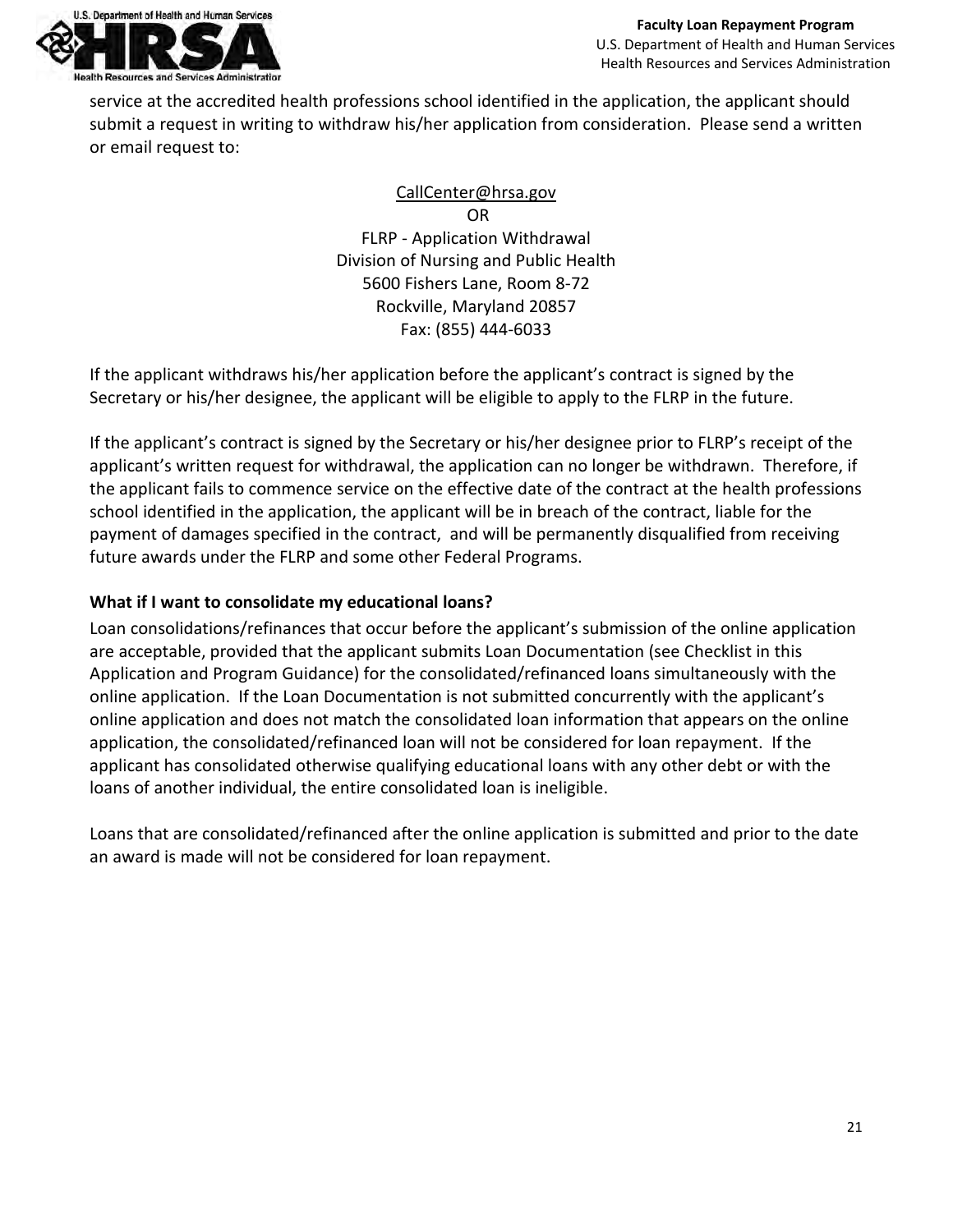service at the accredited health professions school identified in the application, the applicant should submit a request in writing to withdraw his/her application from consideration. Please send a written or email request to:

CallCenter@hrsa.gov
OR
FLRP - Application Withdrawal
Division of Nursing and Public Health
5600 Fishers Lane, Room 8-72
Rockville, Maryland 20857
Fax: (855) 444-6033

If the applicant withdraws his/her application before the applicant's contract is signed by the Secretary or his/her designee, the applicant will be eligible to apply to the FLRP in the future.

If the applicant's contract is signed by the Secretary or his/her designee prior to FLRP's receipt of the applicant's written request for withdrawal, the application can no longer be withdrawn. Therefore, if the applicant fails to commence service on the effective date of the contract at the health professions school identified in the application, the applicant will be in breach of the contract, liable for the payment of damages specified in the contract, and will be permanently disqualified from receiving future awards under the FLRP and some other Federal Programs.

**What if I want to consolidate my educational loans?**

Loan consolidations/refinances that occur before the applicant's submission of the online application are acceptable, provided that the applicant submits Loan Documentation (see Checklist in this Application and Program Guidance) for the consolidated/refinanced loans simultaneously with the online application. If the Loan Documentation is not submitted concurrently with the applicant's online application and does not match the consolidated loan information that appears on the online application, the consolidated/refinanced loan will not be considered for loan repayment. If the applicant has consolidated otherwise qualifying educational loans with any other debt or with the loans of another individual, the entire consolidated loan is ineligible.

Loans that are consolidated/refinanced after the online application is submitted and prior to the date an award is made will not be considered for loan repayment.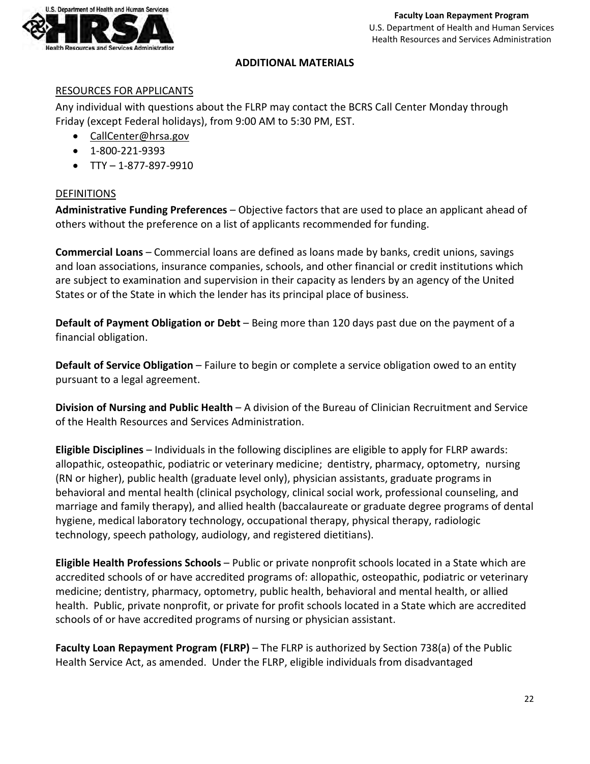## ADDITIONAL MATERIALS

### RESOURCES FOR APPLICANTS

Any individual with questions about the FLRP may contact the BCRS Call Center Monday through Friday (except Federal holidays), from 9:00 AM to 5:30 PM, EST.

- CallCenter@hrsa.gov
- 1-800-221-9393
- TTY – 1-877-897-9910

### DEFINITIONS

**Administrative Funding Preferences** – Objective factors that are used to place an applicant ahead of others without the preference on a list of applicants recommended for funding.

**Commercial Loans** – Commercial loans are defined as loans made by banks, credit unions, savings and loan associations, insurance companies, schools, and other financial or credit institutions which are subject to examination and supervision in their capacity as lenders by an agency of the United States or of the State in which the lender has its principal place of business.

**Default of Payment Obligation or Debt** – Being more than 120 days past due on the payment of a financial obligation.

**Default of Service Obligation** – Failure to begin or complete a service obligation owed to an entity pursuant to a legal agreement.

**Division of Nursing and Public Health** – A division of the Bureau of Clinician Recruitment and Service of the Health Resources and Services Administration.

**Eligible Disciplines** – Individuals in the following disciplines are eligible to apply for FLRP awards: allopathic, osteopathic, podiatric or veterinary medicine; dentistry, pharmacy, optometry, nursing (RN or higher), public health (graduate level only), physician assistants, graduate programs in behavioral and mental health (clinical psychology, clinical social work, professional counseling, and marriage and family therapy), and allied health (baccalaureate or graduate degree programs of dental hygiene, medical laboratory technology, occupational therapy, physical therapy, radiologic technology, speech pathology, audiology, and registered dietitians).

**Eligible Health Professions Schools** – Public or private nonprofit schools located in a State which are accredited schools of or have accredited programs of: allopathic, osteopathic, podiatric or veterinary medicine; dentistry, pharmacy, optometry, public health, behavioral and mental health, or allied health. Public, private nonprofit, or private for profit schools located in a State which are accredited schools of or have accredited programs of nursing or physician assistant.

**Faculty Loan Repayment Program (FLRP)** – The FLRP is authorized by Section 738(a) of the Public Health Service Act, as amended. Under the FLRP, eligible individuals from disadvantaged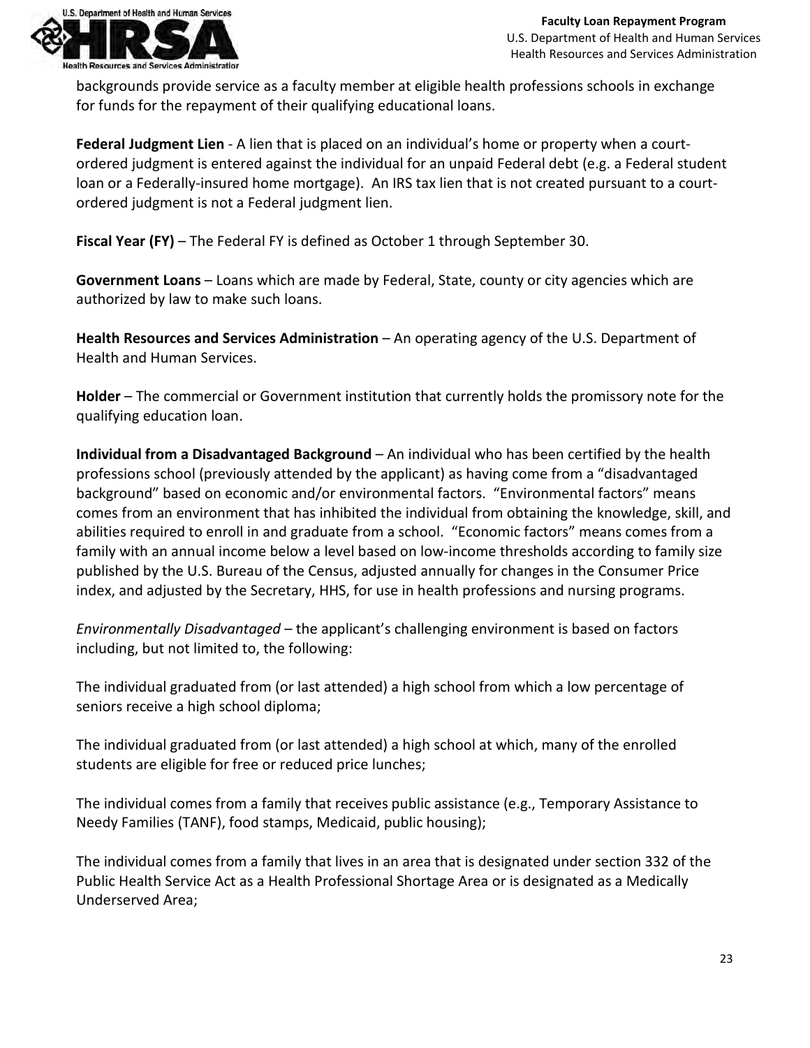backgrounds provide service as a faculty member at eligible health professions schools in exchange for funds for the repayment of their qualifying educational loans.

**Federal Judgment Lien** - A lien that is placed on an individual's home or property when a court-ordered judgment is entered against the individual for an unpaid Federal debt (e.g. a Federal student loan or a Federally-insured home mortgage). An IRS tax lien that is not created pursuant to a court-ordered judgment is not a Federal judgment lien.

**Fiscal Year (FY)** – The Federal FY is defined as October 1 through September 30.

**Government Loans** – Loans which are made by Federal, State, county or city agencies which are authorized by law to make such loans.

**Health Resources and Services Administration** – An operating agency of the U.S. Department of Health and Human Services.

**Holder** – The commercial or Government institution that currently holds the promissory note for the qualifying education loan.

**Individual from a Disadvantaged Background** – An individual who has been certified by the health professions school (previously attended by the applicant) as having come from a "disadvantaged background" based on economic and/or environmental factors. "Environmental factors" means comes from an environment that has inhibited the individual from obtaining the knowledge, skill, and abilities required to enroll in and graduate from a school. "Economic factors" means comes from a family with an annual income below a level based on low-income thresholds according to family size published by the U.S. Bureau of the Census, adjusted annually for changes in the Consumer Price index, and adjusted by the Secretary, HHS, for use in health professions and nursing programs.

*Environmentally Disadvantaged* – the applicant's challenging environment is based on factors including, but not limited to, the following:

The individual graduated from (or last attended) a high school from which a low percentage of seniors receive a high school diploma;

The individual graduated from (or last attended) a high school at which, many of the enrolled students are eligible for free or reduced price lunches;

The individual comes from a family that receives public assistance (e.g., Temporary Assistance to Needy Families (TANF), food stamps, Medicaid, public housing);

The individual comes from a family that lives in an area that is designated under section 332 of the Public Health Service Act as a Health Professional Shortage Area or is designated as a Medically Underserved Area;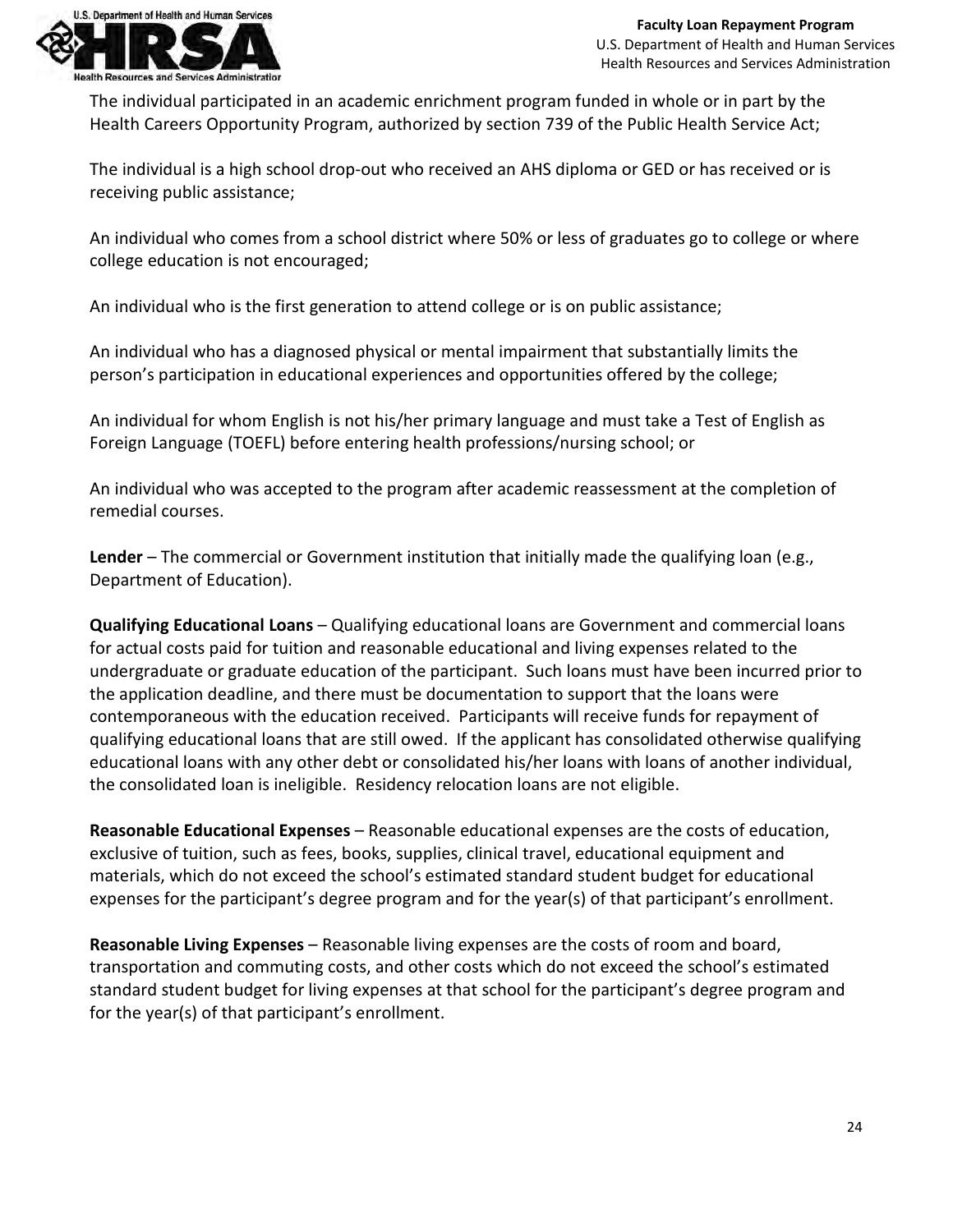The individual participated in an academic enrichment program funded in whole or in part by the Health Careers Opportunity Program, authorized by section 739 of the Public Health Service Act;

The individual is a high school drop-out who received an AHS diploma or GED or has received or is receiving public assistance;

An individual who comes from a school district where 50% or less of graduates go to college or where college education is not encouraged;

An individual who is the first generation to attend college or is on public assistance;

An individual who has a diagnosed physical or mental impairment that substantially limits the person's participation in educational experiences and opportunities offered by the college;

An individual for whom English is not his/her primary language and must take a Test of English as Foreign Language (TOEFL) before entering health professions/nursing school; or

An individual who was accepted to the program after academic reassessment at the completion of remedial courses.

**Lender** – The commercial or Government institution that initially made the qualifying loan (e.g., Department of Education).

**Qualifying Educational Loans** – Qualifying educational loans are Government and commercial loans for actual costs paid for tuition and reasonable educational and living expenses related to the undergraduate or graduate education of the participant. Such loans must have been incurred prior to the application deadline, and there must be documentation to support that the loans were contemporaneous with the education received. Participants will receive funds for repayment of qualifying educational loans that are still owed. If the applicant has consolidated otherwise qualifying educational loans with any other debt or consolidated his/her loans with loans of another individual, the consolidated loan is ineligible. Residency relocation loans are not eligible.

**Reasonable Educational Expenses** – Reasonable educational expenses are the costs of education, exclusive of tuition, such as fees, books, supplies, clinical travel, educational equipment and materials, which do not exceed the school's estimated standard student budget for educational expenses for the participant's degree program and for the year(s) of that participant's enrollment.

**Reasonable Living Expenses** – Reasonable living expenses are the costs of room and board, transportation and commuting costs, and other costs which do not exceed the school's estimated standard student budget for living expenses at that school for the participant's degree program and for the year(s) of that participant's enrollment.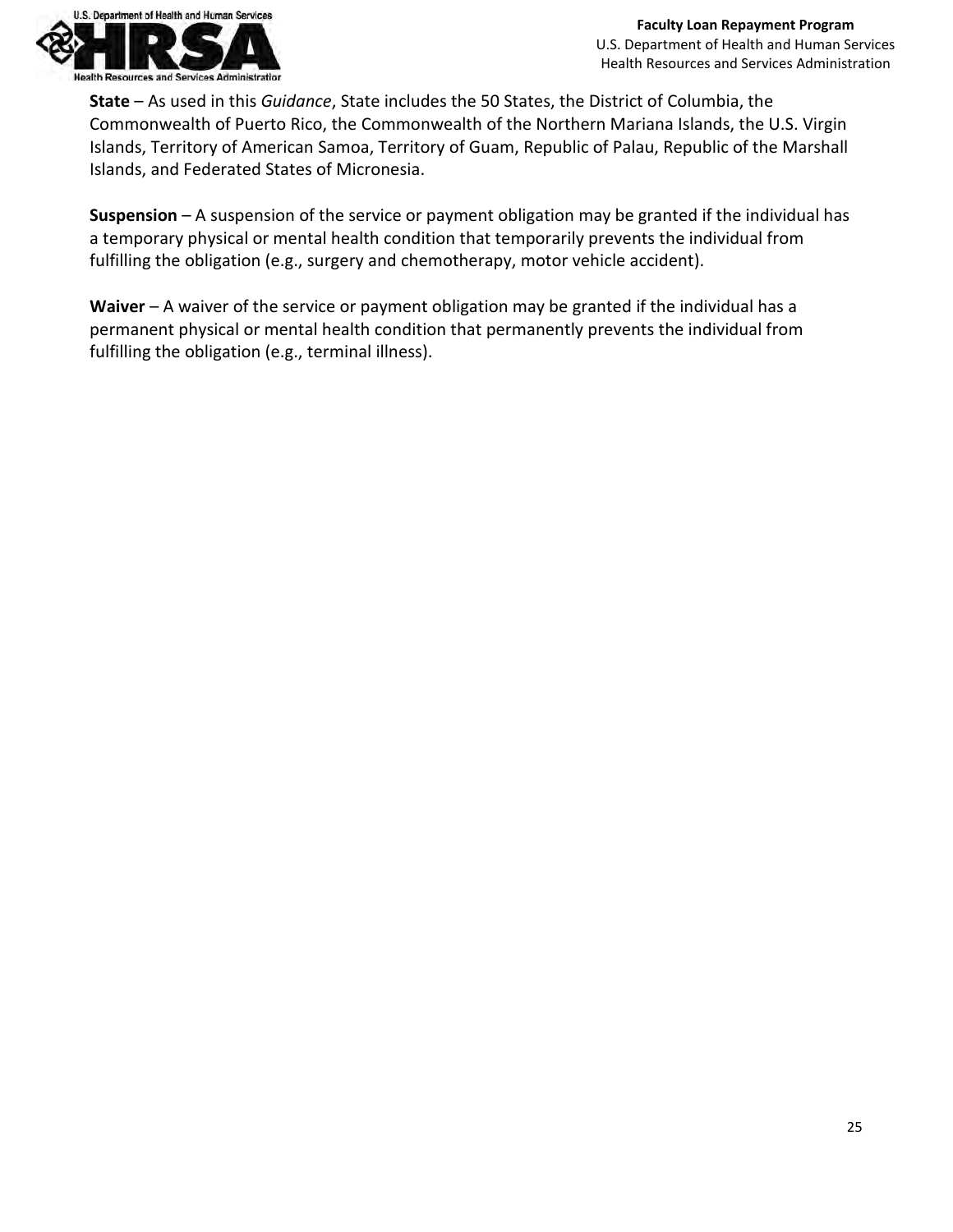**State** – As used in this *Guidance*, State includes the 50 States, the District of Columbia, the Commonwealth of Puerto Rico, the Commonwealth of the Northern Mariana Islands, the U.S. Virgin Islands, Territory of American Samoa, Territory of Guam, Republic of Palau, Republic of the Marshall Islands, and Federated States of Micronesia.

**Suspension** – A suspension of the service or payment obligation may be granted if the individual has a temporary physical or mental health condition that temporarily prevents the individual from fulfilling the obligation (e.g., surgery and chemotherapy, motor vehicle accident).

**Waiver** – A waiver of the service or payment obligation may be granted if the individual has a permanent physical or mental health condition that permanently prevents the individual from fulfilling the obligation (e.g., terminal illness).